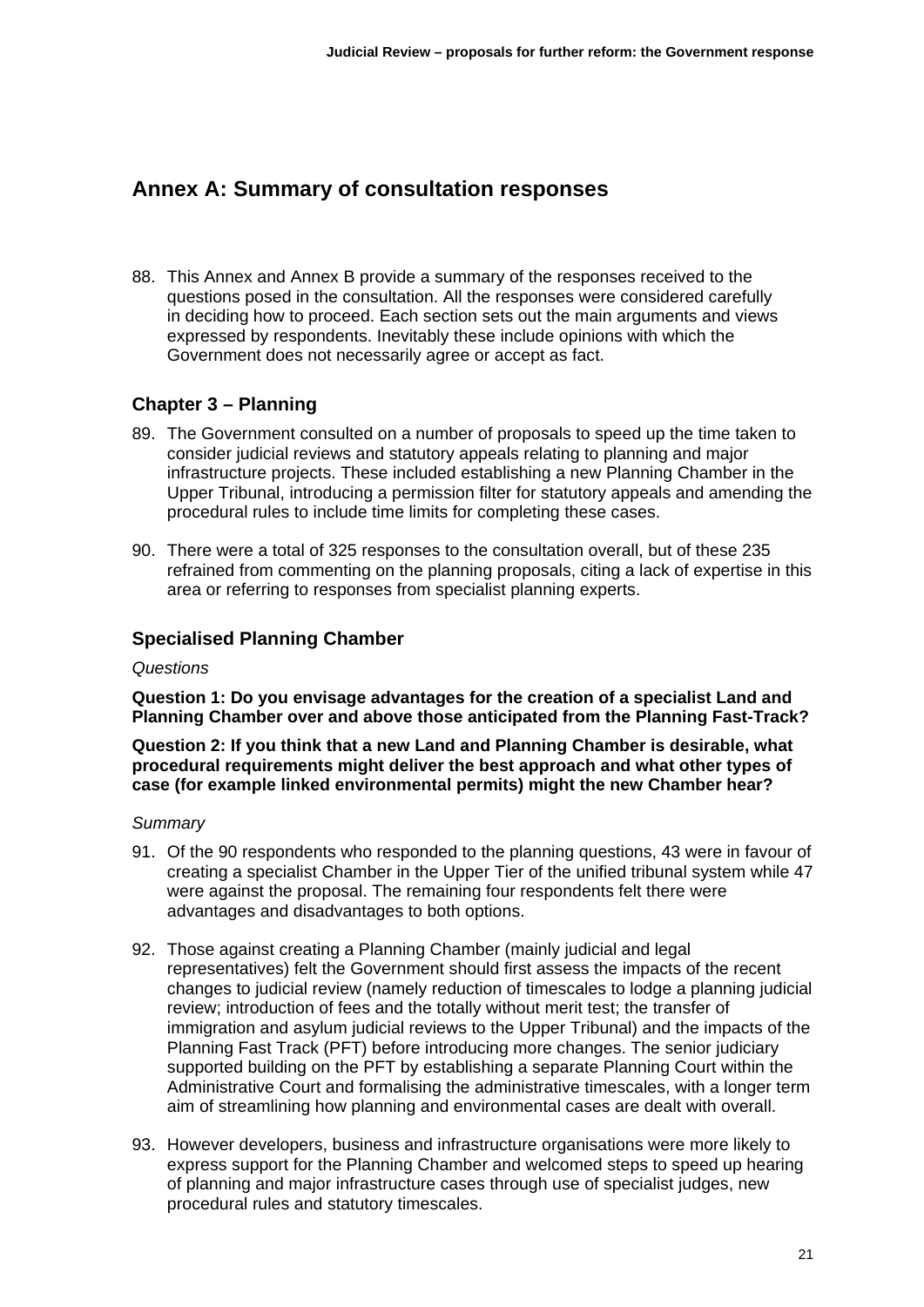# Annex A: Summary of consultation responses

88. This Annex and Annex B provide a summary of the responses received to the questions posed in the consultation. All the responses were considered carefully in deciding how to proceed. Each section sets out the main arguments and views expressed by respondents. Inevitably these include opinions with which the Government does not necessarily agree or accept as fact.

## Chapter 3 – Planning

89. The Government consulted on a number of proposals to speed up the time taken to consider judicial reviews and statutory appeals relating to planning and major infrastructure projects. These included establishing a new Planning Chamber in the Upper Tribunal, introducing a permission filter for statutory appeals and amending the procedural rules to include time limits for completing these cases.

90. There were a total of 325 responses to the consultation overall, but of these 235 refrained from commenting on the planning proposals, citing a lack of expertise in this area or referring to responses from specialist planning experts.

## Specialised Planning Chamber

*Questions*

**Question 1: Do you envisage advantages for the creation of a specialist Land and Planning Chamber over and above those anticipated from the Planning Fast-Track?**

**Question 2: If you think that a new Land and Planning Chamber is desirable, what procedural requirements might deliver the best approach and what other types of case (for example linked environmental permits) might the new Chamber hear?**

*Summary*

91. Of the 90 respondents who responded to the planning questions, 43 were in favour of creating a specialist Chamber in the Upper Tier of the unified tribunal system while 47 were against the proposal. The remaining four respondents felt there were advantages and disadvantages to both options.

92. Those against creating a Planning Chamber (mainly judicial and legal representatives) felt the Government should first assess the impacts of the recent changes to judicial review (namely reduction of timescales to lodge a planning judicial review; introduction of fees and the totally without merit test; the transfer of immigration and asylum judicial reviews to the Upper Tribunal) and the impacts of the Planning Fast Track (PFT) before introducing more changes. The senior judiciary supported building on the PFT by establishing a separate Planning Court within the Administrative Court and formalising the administrative timescales, with a longer term aim of streamlining how planning and environmental cases are dealt with overall.

93. However developers, business and infrastructure organisations were more likely to express support for the Planning Chamber and welcomed steps to speed up hearing of planning and major infrastructure cases through use of specialist judges, new procedural rules and statutory timescales.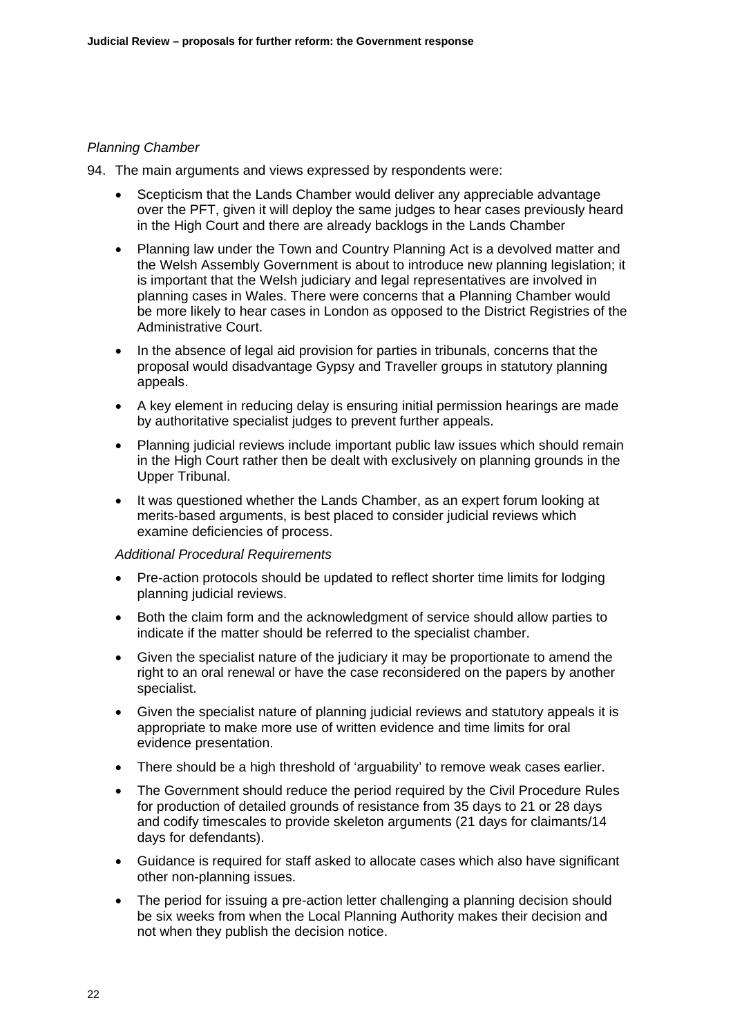*Planning Chamber*

94. The main arguments and views expressed by respondents were:

- Scepticism that the Lands Chamber would deliver any appreciable advantage over the PFT, given it will deploy the same judges to hear cases previously heard in the High Court and there are already backlogs in the Lands Chamber
- Planning law under the Town and Country Planning Act is a devolved matter and the Welsh Assembly Government is about to introduce new planning legislation; it is important that the Welsh judiciary and legal representatives are involved in planning cases in Wales. There were concerns that a Planning Chamber would be more likely to hear cases in London as opposed to the District Registries of the Administrative Court.
- In the absence of legal aid provision for parties in tribunals, concerns that the proposal would disadvantage Gypsy and Traveller groups in statutory planning appeals.
- A key element in reducing delay is ensuring initial permission hearings are made by authoritative specialist judges to prevent further appeals.
- Planning judicial reviews include important public law issues which should remain in the High Court rather then be dealt with exclusively on planning grounds in the Upper Tribunal.
- It was questioned whether the Lands Chamber, as an expert forum looking at merits-based arguments, is best placed to consider judicial reviews which examine deficiencies of process.

*Additional Procedural Requirements*

- Pre-action protocols should be updated to reflect shorter time limits for lodging planning judicial reviews.
- Both the claim form and the acknowledgment of service should allow parties to indicate if the matter should be referred to the specialist chamber.
- Given the specialist nature of the judiciary it may be proportionate to amend the right to an oral renewal or have the case reconsidered on the papers by another specialist.
- Given the specialist nature of planning judicial reviews and statutory appeals it is appropriate to make more use of written evidence and time limits for oral evidence presentation.
- There should be a high threshold of 'arguability' to remove weak cases earlier.
- The Government should reduce the period required by the Civil Procedure Rules for production of detailed grounds of resistance from 35 days to 21 or 28 days and codify timescales to provide skeleton arguments (21 days for claimants/14 days for defendants).
- Guidance is required for staff asked to allocate cases which also have significant other non-planning issues.
- The period for issuing a pre-action letter challenging a planning decision should be six weeks from when the Local Planning Authority makes their decision and not when they publish the decision notice.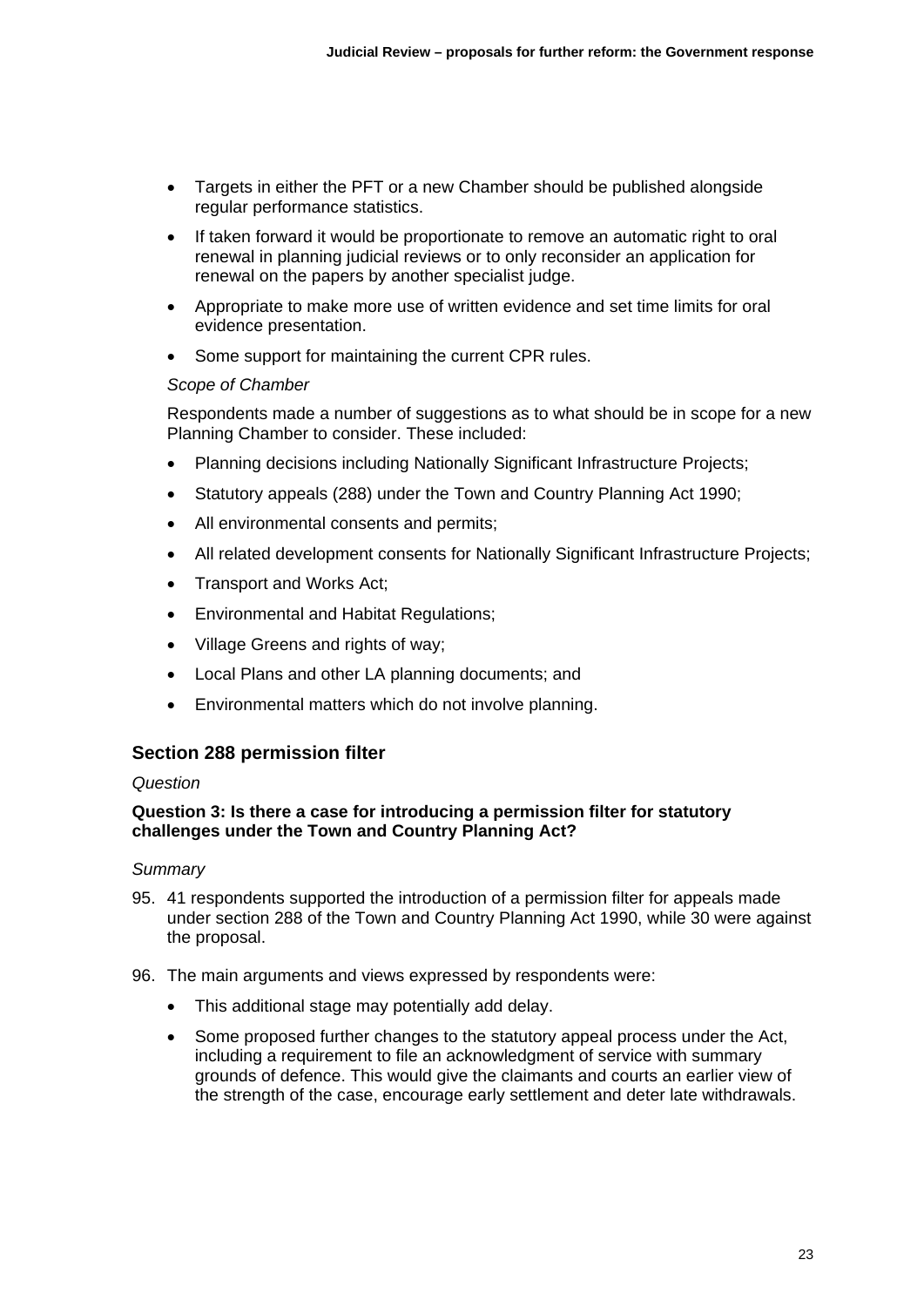- Targets in either the PFT or a new Chamber should be published alongside regular performance statistics.
- If taken forward it would be proportionate to remove an automatic right to oral renewal in planning judicial reviews or to only reconsider an application for renewal on the papers by another specialist judge.
- Appropriate to make more use of written evidence and set time limits for oral evidence presentation.
- Some support for maintaining the current CPR rules.

*Scope of Chamber*

Respondents made a number of suggestions as to what should be in scope for a new Planning Chamber to consider. These included:

- Planning decisions including Nationally Significant Infrastructure Projects;
- Statutory appeals (288) under the Town and Country Planning Act 1990;
- All environmental consents and permits;
- All related development consents for Nationally Significant Infrastructure Projects;
- Transport and Works Act;
- Environmental and Habitat Regulations;
- Village Greens and rights of way;
- Local Plans and other LA planning documents; and
- Environmental matters which do not involve planning.

### Section 288 permission filter

*Question*

**Question 3: Is there a case for introducing a permission filter for statutory challenges under the Town and Country Planning Act?**

*Summary*

95. 41 respondents supported the introduction of a permission filter for appeals made under section 288 of the Town and Country Planning Act 1990, while 30 were against the proposal.

96. The main arguments and views expressed by respondents were:

    - This additional stage may potentially add delay.
    - Some proposed further changes to the statutory appeal process under the Act, including a requirement to file an acknowledgment of service with summary grounds of defence. This would give the claimants and courts an earlier view of the strength of the case, encourage early settlement and deter late withdrawals.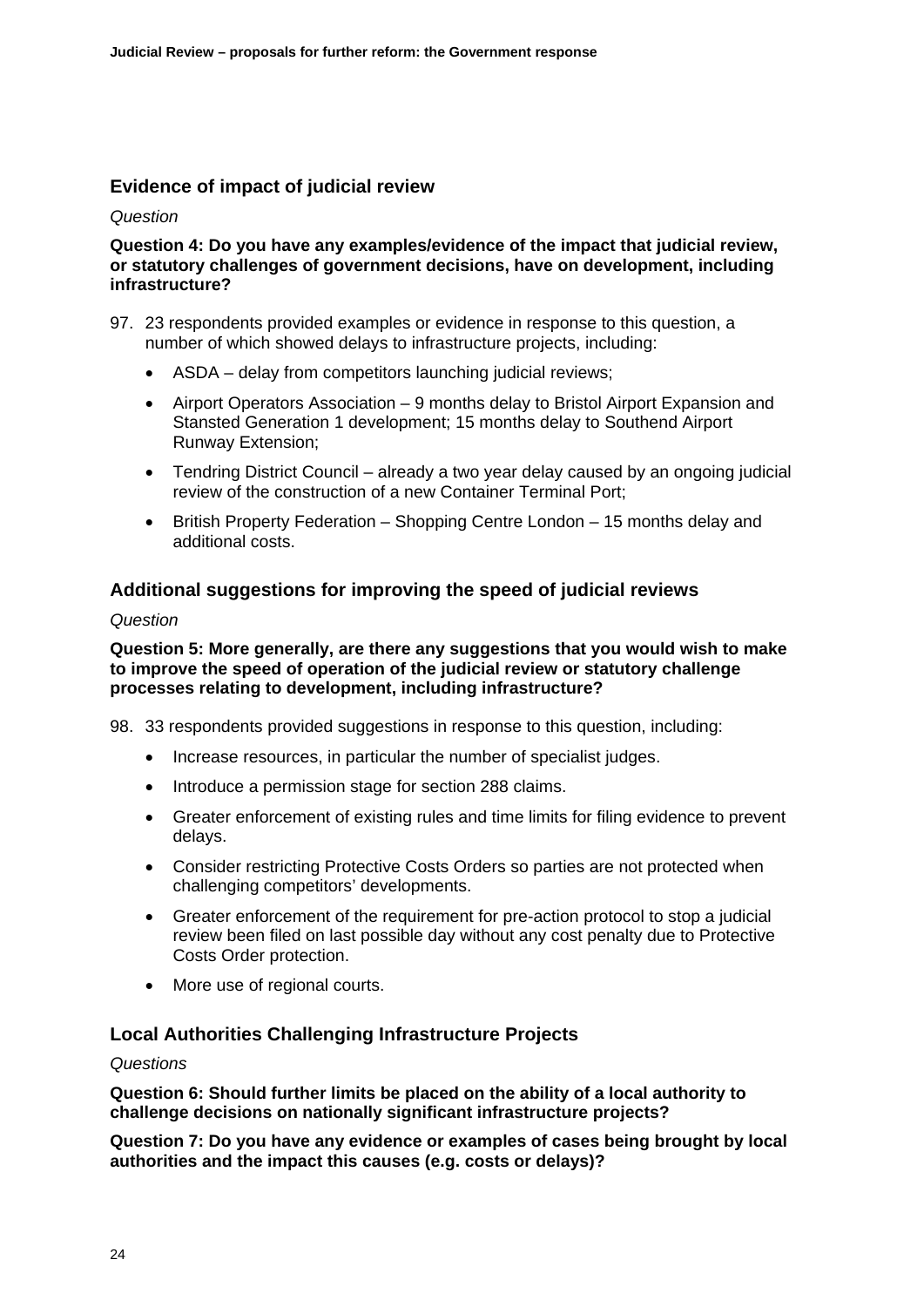## Evidence of impact of judicial review

*Question*

**Question 4: Do you have any examples/evidence of the impact that judicial review, or statutory challenges of government decisions, have on development, including infrastructure?**

97. 23 respondents provided examples or evidence in response to this question, a number of which showed delays to infrastructure projects, including:

    - ASDA – delay from competitors launching judicial reviews;
    - Airport Operators Association – 9 months delay to Bristol Airport Expansion and Stansted Generation 1 development; 15 months delay to Southend Airport Runway Extension;
    - Tendring District Council – already a two year delay caused by an ongoing judicial review of the construction of a new Container Terminal Port;
    - British Property Federation – Shopping Centre London – 15 months delay and additional costs.

## Additional suggestions for improving the speed of judicial reviews

*Question*

**Question 5: More generally, are there any suggestions that you would wish to make to improve the speed of operation of the judicial review or statutory challenge processes relating to development, including infrastructure?**

98. 33 respondents provided suggestions in response to this question, including:

    - Increase resources, in particular the number of specialist judges.
    - Introduce a permission stage for section 288 claims.
    - Greater enforcement of existing rules and time limits for filing evidence to prevent delays.
    - Consider restricting Protective Costs Orders so parties are not protected when challenging competitors' developments.
    - Greater enforcement of the requirement for pre-action protocol to stop a judicial review been filed on last possible day without any cost penalty due to Protective Costs Order protection.
    - More use of regional courts.

## Local Authorities Challenging Infrastructure Projects

*Questions*

**Question 6: Should further limits be placed on the ability of a local authority to challenge decisions on nationally significant infrastructure projects?**

**Question 7: Do you have any evidence or examples of cases being brought by local authorities and the impact this causes (e.g. costs or delays)?**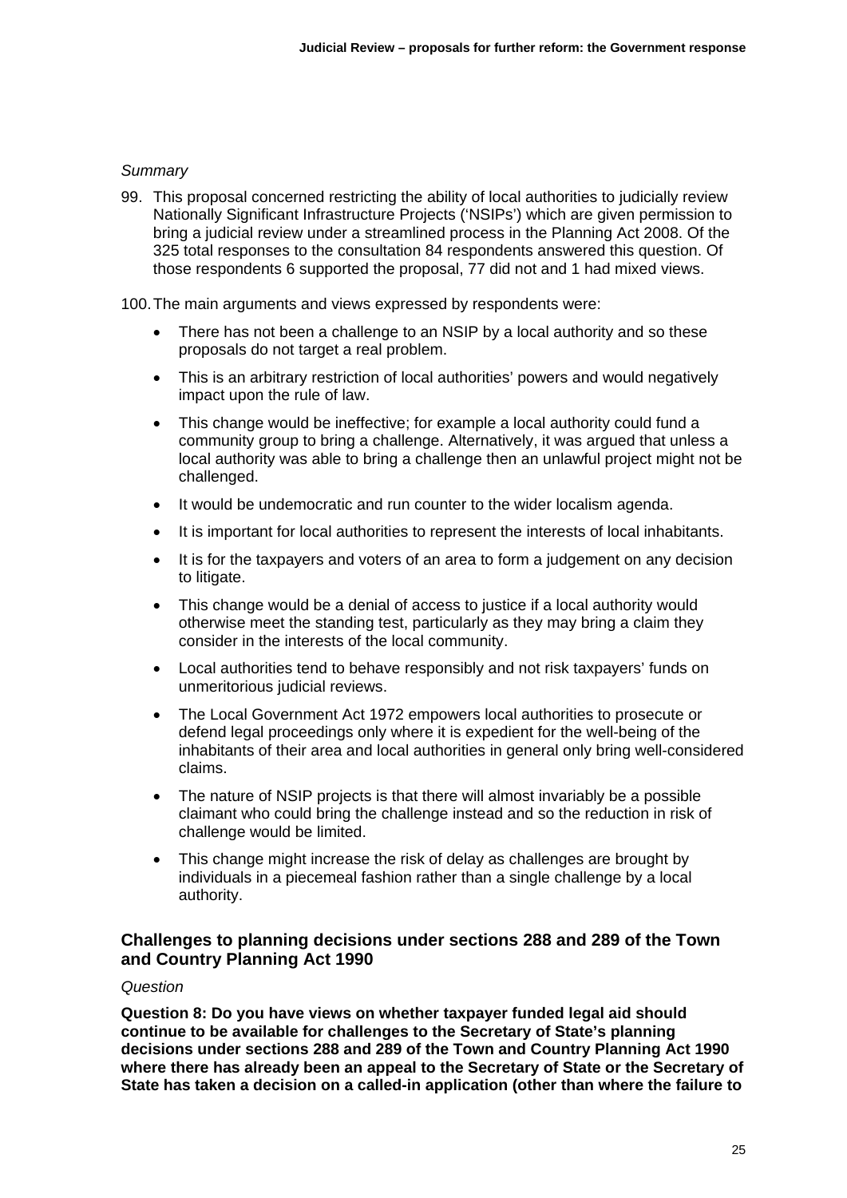*Summary*

99. This proposal concerned restricting the ability of local authorities to judicially review Nationally Significant Infrastructure Projects ('NSIPs') which are given permission to bring a judicial review under a streamlined process in the Planning Act 2008. Of the 325 total responses to the consultation 84 respondents answered this question. Of those respondents 6 supported the proposal, 77 did not and 1 had mixed views.

100. The main arguments and views expressed by respondents were:

- There has not been a challenge to an NSIP by a local authority and so these proposals do not target a real problem.
- This is an arbitrary restriction of local authorities' powers and would negatively impact upon the rule of law.
- This change would be ineffective; for example a local authority could fund a community group to bring a challenge. Alternatively, it was argued that unless a local authority was able to bring a challenge then an unlawful project might not be challenged.
- It would be undemocratic and run counter to the wider localism agenda.
- It is important for local authorities to represent the interests of local inhabitants.
- It is for the taxpayers and voters of an area to form a judgement on any decision to litigate.
- This change would be a denial of access to justice if a local authority would otherwise meet the standing test, particularly as they may bring a claim they consider in the interests of the local community.
- Local authorities tend to behave responsibly and not risk taxpayers' funds on unmeritorious judicial reviews.
- The Local Government Act 1972 empowers local authorities to prosecute or defend legal proceedings only where it is expedient for the well-being of the inhabitants of their area and local authorities in general only bring well-considered claims.
- The nature of NSIP projects is that there will almost invariably be a possible claimant who could bring the challenge instead and so the reduction in risk of challenge would be limited.
- This change might increase the risk of delay as challenges are brought by individuals in a piecemeal fashion rather than a single challenge by a local authority.

### Challenges to planning decisions under sections 288 and 289 of the Town and Country Planning Act 1990

*Question*

**Question 8: Do you have views on whether taxpayer funded legal aid should continue to be available for challenges to the Secretary of State's planning decisions under sections 288 and 289 of the Town and Country Planning Act 1990 where there has already been an appeal to the Secretary of State or the Secretary of State has taken a decision on a called-in application (other than where the failure to**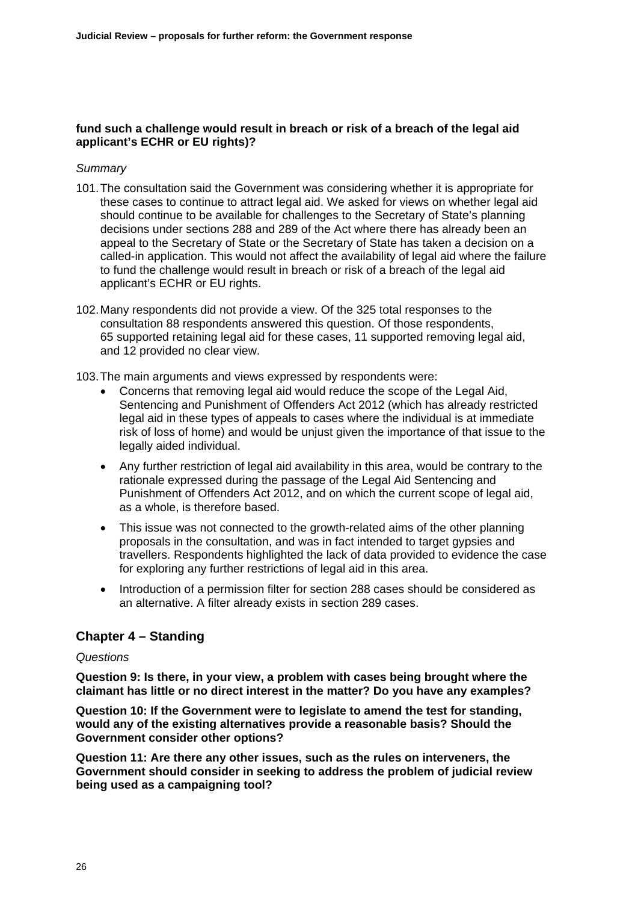**fund such a challenge would result in breach or risk of a breach of the legal aid applicant's ECHR or EU rights)?**

*Summary*

101. The consultation said the Government was considering whether it is appropriate for these cases to continue to attract legal aid. We asked for views on whether legal aid should continue to be available for challenges to the Secretary of State's planning decisions under sections 288 and 289 of the Act where there has already been an appeal to the Secretary of State or the Secretary of State has taken a decision on a called-in application. This would not affect the availability of legal aid where the failure to fund the challenge would result in breach or risk of a breach of the legal aid applicant's ECHR or EU rights.

102. Many respondents did not provide a view. Of the 325 total responses to the consultation 88 respondents answered this question. Of those respondents, 65 supported retaining legal aid for these cases, 11 supported removing legal aid, and 12 provided no clear view.

103. The main arguments and views expressed by respondents were:

- Concerns that removing legal aid would reduce the scope of the Legal Aid, Sentencing and Punishment of Offenders Act 2012 (which has already restricted legal aid in these types of appeals to cases where the individual is at immediate risk of loss of home) and would be unjust given the importance of that issue to the legally aided individual.
- Any further restriction of legal aid availability in this area, would be contrary to the rationale expressed during the passage of the Legal Aid Sentencing and Punishment of Offenders Act 2012, and on which the current scope of legal aid, as a whole, is therefore based.
- This issue was not connected to the growth-related aims of the other planning proposals in the consultation, and was in fact intended to target gypsies and travellers. Respondents highlighted the lack of data provided to evidence the case for exploring any further restrictions of legal aid in this area.
- Introduction of a permission filter for section 288 cases should be considered as an alternative. A filter already exists in section 289 cases.

## Chapter 4 – Standing

*Questions*

**Question 9: Is there, in your view, a problem with cases being brought where the claimant has little or no direct interest in the matter? Do you have any examples?**

**Question 10: If the Government were to legislate to amend the test for standing, would any of the existing alternatives provide a reasonable basis? Should the Government consider other options?**

**Question 11: Are there any other issues, such as the rules on interveners, the Government should consider in seeking to address the problem of judicial review being used as a campaigning tool?**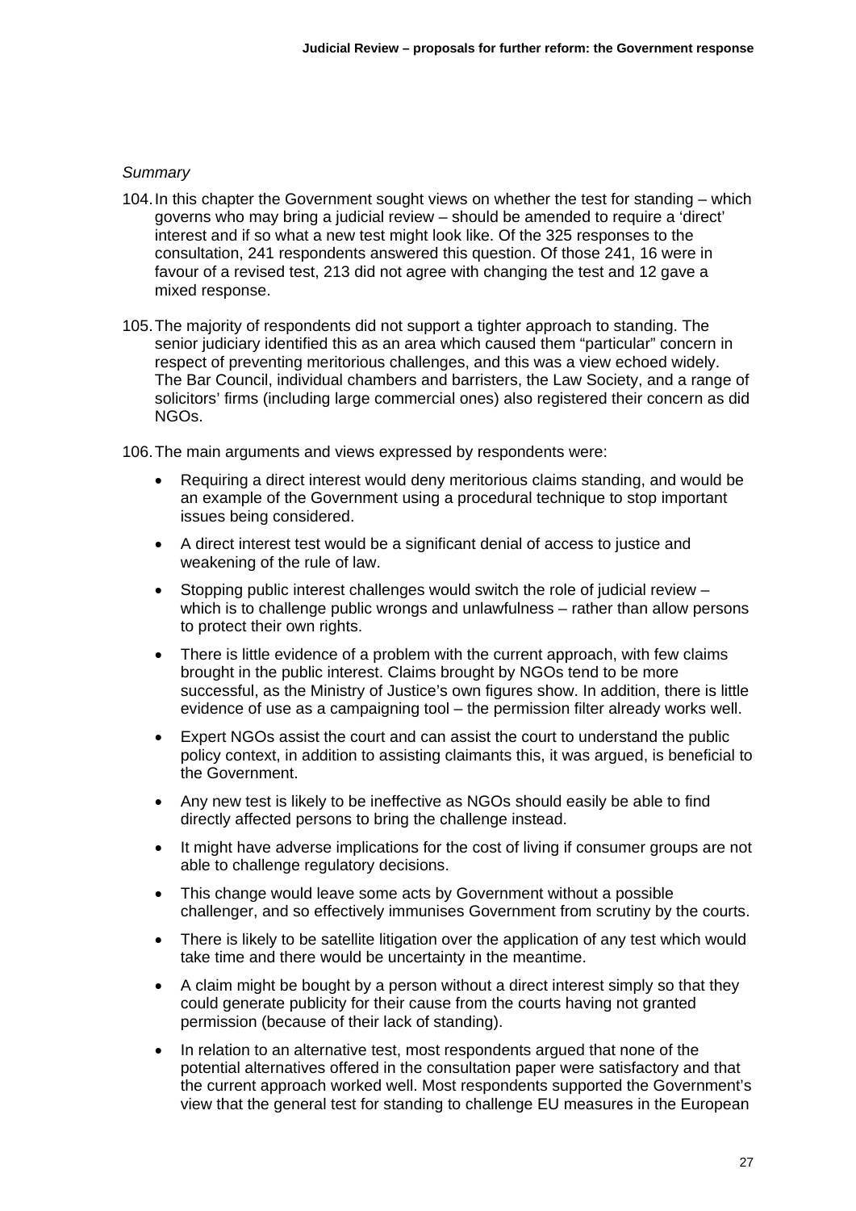*Summary*

104. In this chapter the Government sought views on whether the test for standing – which governs who may bring a judicial review – should be amended to require a 'direct' interest and if so what a new test might look like. Of the 325 responses to the consultation, 241 respondents answered this question. Of those 241, 16 were in favour of a revised test, 213 did not agree with changing the test and 12 gave a mixed response.

105. The majority of respondents did not support a tighter approach to standing. The senior judiciary identified this as an area which caused them "particular" concern in respect of preventing meritorious challenges, and this was a view echoed widely. The Bar Council, individual chambers and barristers, the Law Society, and a range of solicitors' firms (including large commercial ones) also registered their concern as did NGOs.

106. The main arguments and views expressed by respondents were:

- Requiring a direct interest would deny meritorious claims standing, and would be an example of the Government using a procedural technique to stop important issues being considered.
- A direct interest test would be a significant denial of access to justice and weakening of the rule of law.
- Stopping public interest challenges would switch the role of judicial review – which is to challenge public wrongs and unlawfulness – rather than allow persons to protect their own rights.
- There is little evidence of a problem with the current approach, with few claims brought in the public interest. Claims brought by NGOs tend to be more successful, as the Ministry of Justice's own figures show. In addition, there is little evidence of use as a campaigning tool – the permission filter already works well.
- Expert NGOs assist the court and can assist the court to understand the public policy context, in addition to assisting claimants this, it was argued, is beneficial to the Government.
- Any new test is likely to be ineffective as NGOs should easily be able to find directly affected persons to bring the challenge instead.
- It might have adverse implications for the cost of living if consumer groups are not able to challenge regulatory decisions.
- This change would leave some acts by Government without a possible challenger, and so effectively immunises Government from scrutiny by the courts.
- There is likely to be satellite litigation over the application of any test which would take time and there would be uncertainty in the meantime.
- A claim might be bought by a person without a direct interest simply so that they could generate publicity for their cause from the courts having not granted permission (because of their lack of standing).
- In relation to an alternative test, most respondents argued that none of the potential alternatives offered in the consultation paper were satisfactory and that the current approach worked well. Most respondents supported the Government's view that the general test for standing to challenge EU measures in the European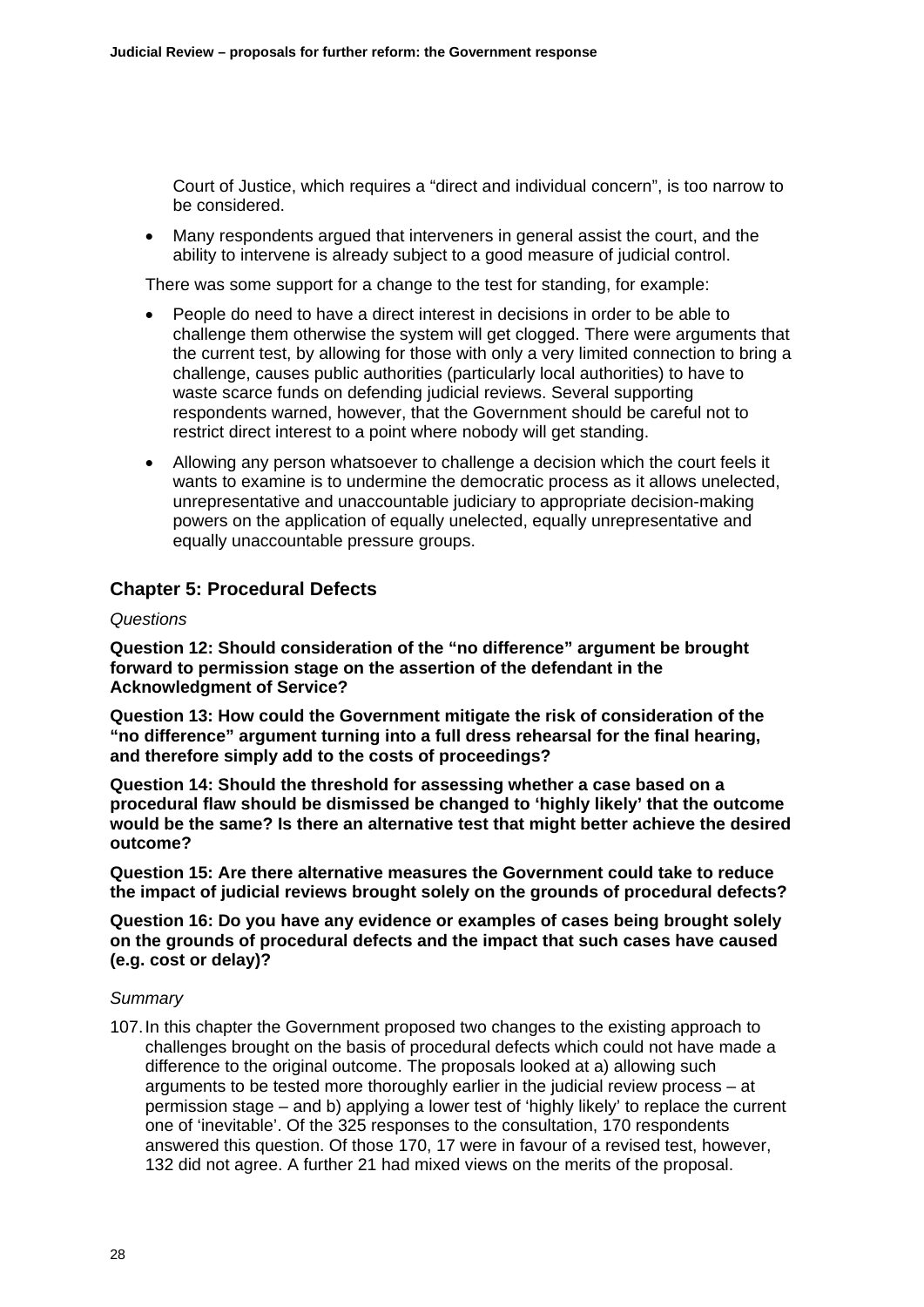Court of Justice, which requires a "direct and individual concern", is too narrow to be considered.

- Many respondents argued that interveners in general assist the court, and the ability to intervene is already subject to a good measure of judicial control.

There was some support for a change to the test for standing, for example:

- People do need to have a direct interest in decisions in order to be able to challenge them otherwise the system will get clogged. There were arguments that the current test, by allowing for those with only a very limited connection to bring a challenge, causes public authorities (particularly local authorities) to have to waste scarce funds on defending judicial reviews. Several supporting respondents warned, however, that the Government should be careful not to restrict direct interest to a point where nobody will get standing.
- Allowing any person whatsoever to challenge a decision which the court feels it wants to examine is to undermine the democratic process as it allows unelected, unrepresentative and unaccountable judiciary to appropriate decision-making powers on the application of equally unelected, equally unrepresentative and equally unaccountable pressure groups.

## Chapter 5: Procedural Defects

*Questions*

**Question 12: Should consideration of the "no difference" argument be brought forward to permission stage on the assertion of the defendant in the Acknowledgment of Service?**

**Question 13: How could the Government mitigate the risk of consideration of the "no difference" argument turning into a full dress rehearsal for the final hearing, and therefore simply add to the costs of proceedings?**

**Question 14: Should the threshold for assessing whether a case based on a procedural flaw should be dismissed be changed to 'highly likely' that the outcome would be the same? Is there an alternative test that might better achieve the desired outcome?**

**Question 15: Are there alternative measures the Government could take to reduce the impact of judicial reviews brought solely on the grounds of procedural defects?**

**Question 16: Do you have any evidence or examples of cases being brought solely on the grounds of procedural defects and the impact that such cases have caused (e.g. cost or delay)?**

*Summary*

107. In this chapter the Government proposed two changes to the existing approach to challenges brought on the basis of procedural defects which could not have made a difference to the original outcome. The proposals looked at a) allowing such arguments to be tested more thoroughly earlier in the judicial review process – at permission stage – and b) applying a lower test of 'highly likely' to replace the current one of 'inevitable'. Of the 325 responses to the consultation, 170 respondents answered this question. Of those 170, 17 were in favour of a revised test, however, 132 did not agree. A further 21 had mixed views on the merits of the proposal.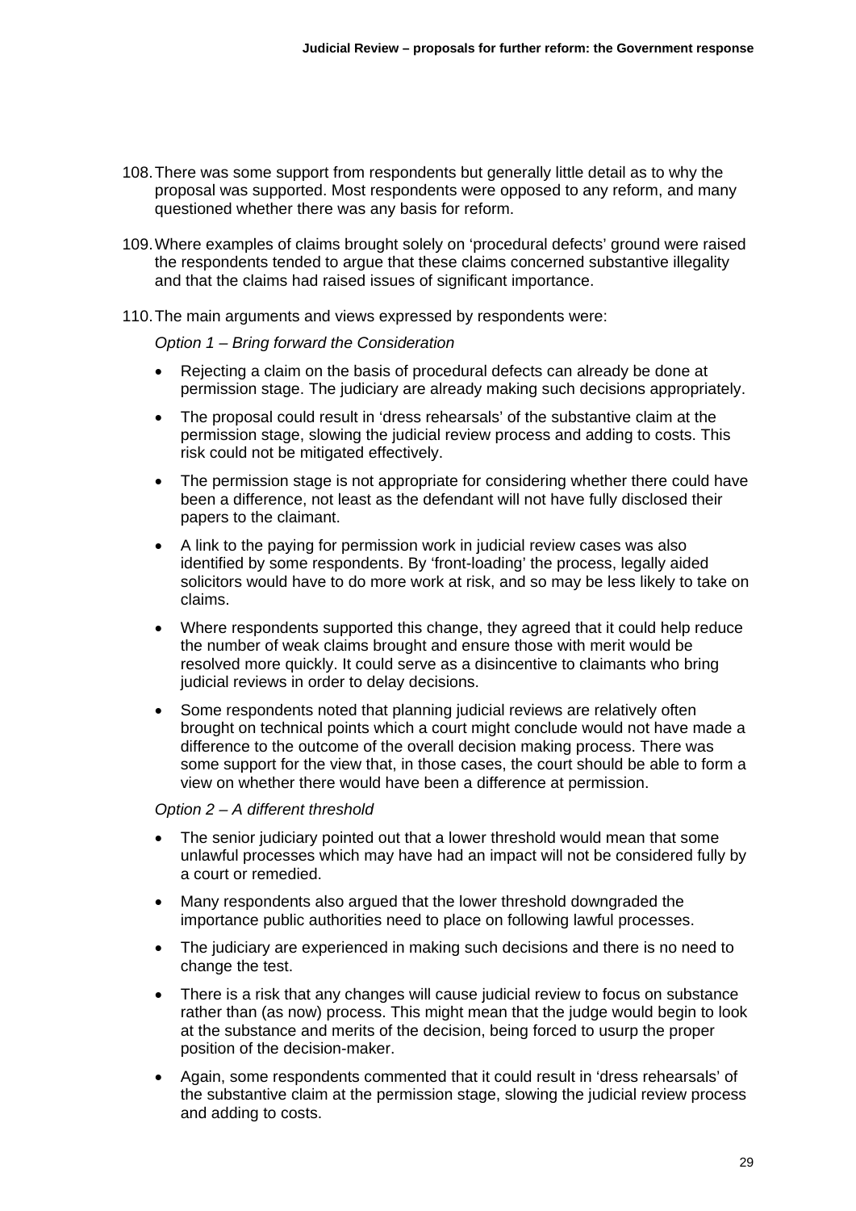108. There was some support from respondents but generally little detail as to why the proposal was supported. Most respondents were opposed to any reform, and many questioned whether there was any basis for reform.

109. Where examples of claims brought solely on 'procedural defects' ground were raised the respondents tended to argue that these claims concerned substantive illegality and that the claims had raised issues of significant importance.

110. The main arguments and views expressed by respondents were:

*Option 1 – Bring forward the Consideration*

- Rejecting a claim on the basis of procedural defects can already be done at permission stage. The judiciary are already making such decisions appropriately.
- The proposal could result in 'dress rehearsals' of the substantive claim at the permission stage, slowing the judicial review process and adding to costs. This risk could not be mitigated effectively.
- The permission stage is not appropriate for considering whether there could have been a difference, not least as the defendant will not have fully disclosed their papers to the claimant.
- A link to the paying for permission work in judicial review cases was also identified by some respondents. By 'front-loading' the process, legally aided solicitors would have to do more work at risk, and so may be less likely to take on claims.
- Where respondents supported this change, they agreed that it could help reduce the number of weak claims brought and ensure those with merit would be resolved more quickly. It could serve as a disincentive to claimants who bring judicial reviews in order to delay decisions.
- Some respondents noted that planning judicial reviews are relatively often brought on technical points which a court might conclude would not have made a difference to the outcome of the overall decision making process. There was some support for the view that, in those cases, the court should be able to form a view on whether there would have been a difference at permission.

*Option 2 – A different threshold*

- The senior judiciary pointed out that a lower threshold would mean that some unlawful processes which may have had an impact will not be considered fully by a court or remedied.
- Many respondents also argued that the lower threshold downgraded the importance public authorities need to place on following lawful processes.
- The judiciary are experienced in making such decisions and there is no need to change the test.
- There is a risk that any changes will cause judicial review to focus on substance rather than (as now) process. This might mean that the judge would begin to look at the substance and merits of the decision, being forced to usurp the proper position of the decision-maker.
- Again, some respondents commented that it could result in 'dress rehearsals' of the substantive claim at the permission stage, slowing the judicial review process and adding to costs.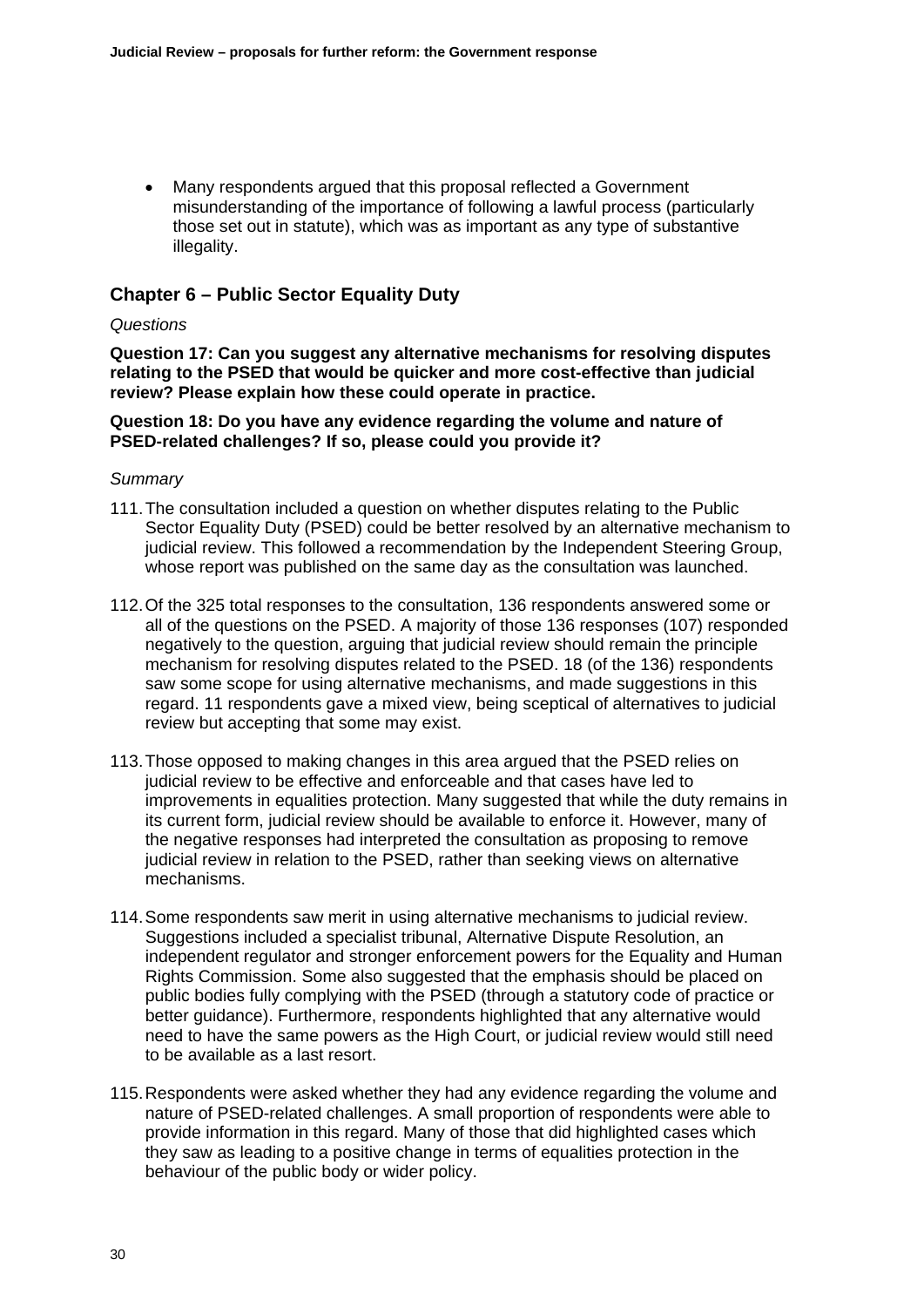- Many respondents argued that this proposal reflected a Government misunderstanding of the importance of following a lawful process (particularly those set out in statute), which was as important as any type of substantive illegality.

## Chapter 6 – Public Sector Equality Duty

*Questions*

**Question 17: Can you suggest any alternative mechanisms for resolving disputes relating to the PSED that would be quicker and more cost-effective than judicial review? Please explain how these could operate in practice.**

**Question 18: Do you have any evidence regarding the volume and nature of PSED-related challenges? If so, please could you provide it?**

*Summary*

111. The consultation included a question on whether disputes relating to the Public Sector Equality Duty (PSED) could be better resolved by an alternative mechanism to judicial review. This followed a recommendation by the Independent Steering Group, whose report was published on the same day as the consultation was launched.

112. Of the 325 total responses to the consultation, 136 respondents answered some or all of the questions on the PSED. A majority of those 136 responses (107) responded negatively to the question, arguing that judicial review should remain the principle mechanism for resolving disputes related to the PSED. 18 (of the 136) respondents saw some scope for using alternative mechanisms, and made suggestions in this regard. 11 respondents gave a mixed view, being sceptical of alternatives to judicial review but accepting that some may exist.

113. Those opposed to making changes in this area argued that the PSED relies on judicial review to be effective and enforceable and that cases have led to improvements in equalities protection. Many suggested that while the duty remains in its current form, judicial review should be available to enforce it. However, many of the negative responses had interpreted the consultation as proposing to remove judicial review in relation to the PSED, rather than seeking views on alternative mechanisms.

114. Some respondents saw merit in using alternative mechanisms to judicial review. Suggestions included a specialist tribunal, Alternative Dispute Resolution, an independent regulator and stronger enforcement powers for the Equality and Human Rights Commission. Some also suggested that the emphasis should be placed on public bodies fully complying with the PSED (through a statutory code of practice or better guidance). Furthermore, respondents highlighted that any alternative would need to have the same powers as the High Court, or judicial review would still need to be available as a last resort.

115. Respondents were asked whether they had any evidence regarding the volume and nature of PSED-related challenges. A small proportion of respondents were able to provide information in this regard. Many of those that did highlighted cases which they saw as leading to a positive change in terms of equalities protection in the behaviour of the public body or wider policy.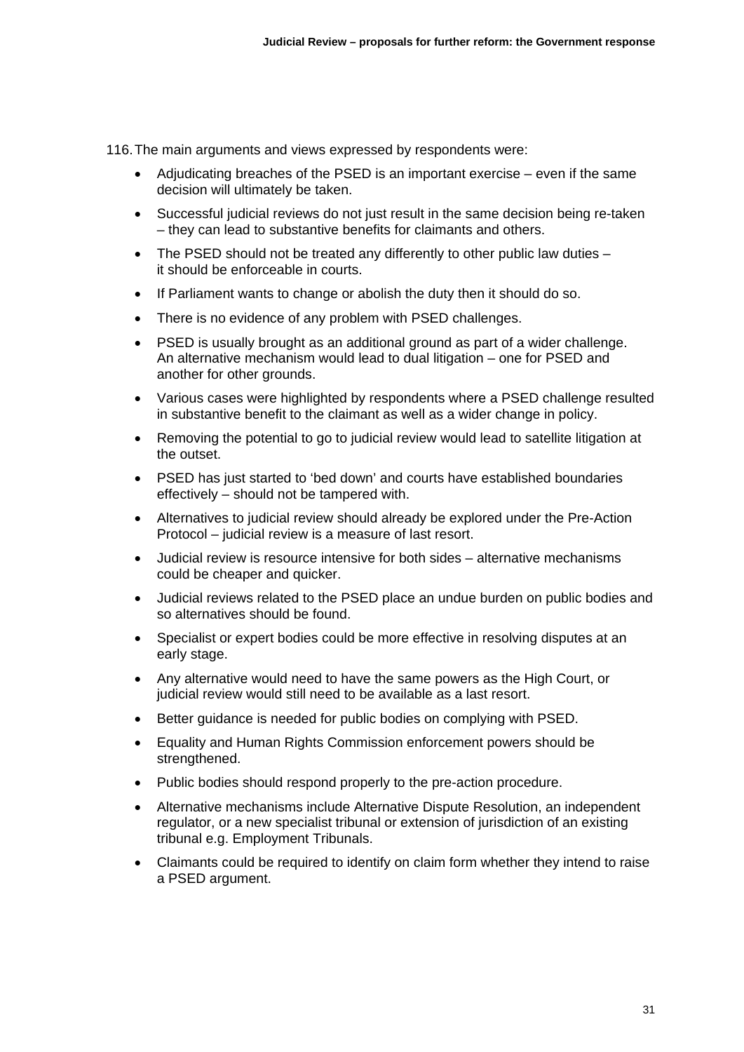116. The main arguments and views expressed by respondents were:

- Adjudicating breaches of the PSED is an important exercise – even if the same decision will ultimately be taken.
- Successful judicial reviews do not just result in the same decision being re-taken – they can lead to substantive benefits for claimants and others.
- The PSED should not be treated any differently to other public law duties – it should be enforceable in courts.
- If Parliament wants to change or abolish the duty then it should do so.
- There is no evidence of any problem with PSED challenges.
- PSED is usually brought as an additional ground as part of a wider challenge. An alternative mechanism would lead to dual litigation – one for PSED and another for other grounds.
- Various cases were highlighted by respondents where a PSED challenge resulted in substantive benefit to the claimant as well as a wider change in policy.
- Removing the potential to go to judicial review would lead to satellite litigation at the outset.
- PSED has just started to 'bed down' and courts have established boundaries effectively – should not be tampered with.
- Alternatives to judicial review should already be explored under the Pre-Action Protocol – judicial review is a measure of last resort.
- Judicial review is resource intensive for both sides – alternative mechanisms could be cheaper and quicker.
- Judicial reviews related to the PSED place an undue burden on public bodies and so alternatives should be found.
- Specialist or expert bodies could be more effective in resolving disputes at an early stage.
- Any alternative would need to have the same powers as the High Court, or judicial review would still need to be available as a last resort.
- Better guidance is needed for public bodies on complying with PSED.
- Equality and Human Rights Commission enforcement powers should be strengthened.
- Public bodies should respond properly to the pre-action procedure.
- Alternative mechanisms include Alternative Dispute Resolution, an independent regulator, or a new specialist tribunal or extension of jurisdiction of an existing tribunal e.g. Employment Tribunals.
- Claimants could be required to identify on claim form whether they intend to raise a PSED argument.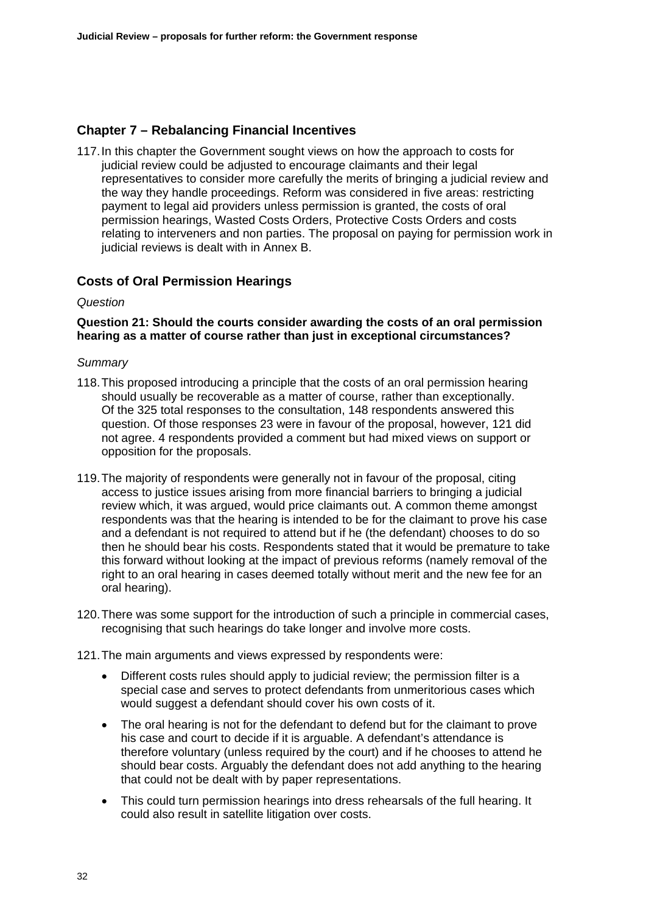## Chapter 7 – Rebalancing Financial Incentives

117. In this chapter the Government sought views on how the approach to costs for judicial review could be adjusted to encourage claimants and their legal representatives to consider more carefully the merits of bringing a judicial review and the way they handle proceedings. Reform was considered in five areas: restricting payment to legal aid providers unless permission is granted, the costs of oral permission hearings, Wasted Costs Orders, Protective Costs Orders and costs relating to interveners and non parties. The proposal on paying for permission work in judicial reviews is dealt with in Annex B.

### Costs of Oral Permission Hearings

*Question*

**Question 21: Should the courts consider awarding the costs of an oral permission hearing as a matter of course rather than just in exceptional circumstances?**

*Summary*

118. This proposed introducing a principle that the costs of an oral permission hearing should usually be recoverable as a matter of course, rather than exceptionally. Of the 325 total responses to the consultation, 148 respondents answered this question. Of those responses 23 were in favour of the proposal, however, 121 did not agree. 4 respondents provided a comment but had mixed views on support or opposition for the proposals.

119. The majority of respondents were generally not in favour of the proposal, citing access to justice issues arising from more financial barriers to bringing a judicial review which, it was argued, would price claimants out. A common theme amongst respondents was that the hearing is intended to be for the claimant to prove his case and a defendant is not required to attend but if he (the defendant) chooses to do so then he should bear his costs. Respondents stated that it would be premature to take this forward without looking at the impact of previous reforms (namely removal of the right to an oral hearing in cases deemed totally without merit and the new fee for an oral hearing).

120. There was some support for the introduction of such a principle in commercial cases, recognising that such hearings do take longer and involve more costs.

121. The main arguments and views expressed by respondents were:

- Different costs rules should apply to judicial review; the permission filter is a special case and serves to protect defendants from unmeritorious cases which would suggest a defendant should cover his own costs of it.
- The oral hearing is not for the defendant to defend but for the claimant to prove his case and court to decide if it is arguable. A defendant's attendance is therefore voluntary (unless required by the court) and if he chooses to attend he should bear costs. Arguably the defendant does not add anything to the hearing that could not be dealt with by paper representations.
- This could turn permission hearings into dress rehearsals of the full hearing. It could also result in satellite litigation over costs.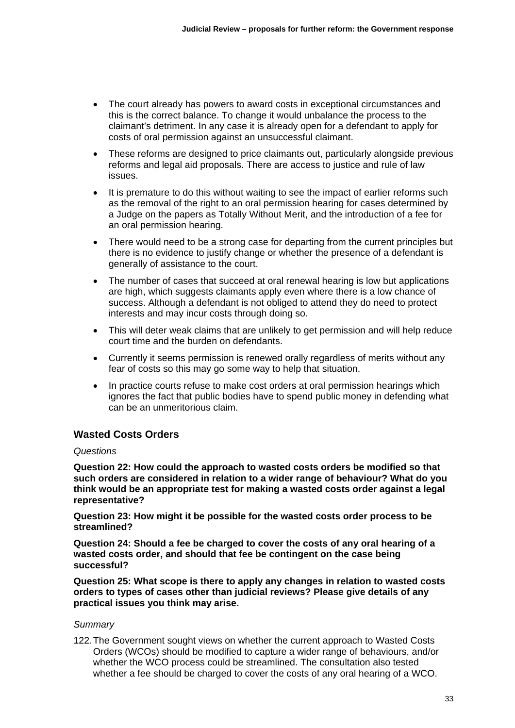- The court already has powers to award costs in exceptional circumstances and this is the correct balance. To change it would unbalance the process to the claimant's detriment. In any case it is already open for a defendant to apply for costs of oral permission against an unsuccessful claimant.
- These reforms are designed to price claimants out, particularly alongside previous reforms and legal aid proposals. There are access to justice and rule of law issues.
- It is premature to do this without waiting to see the impact of earlier reforms such as the removal of the right to an oral permission hearing for cases determined by a Judge on the papers as Totally Without Merit, and the introduction of a fee for an oral permission hearing.
- There would need to be a strong case for departing from the current principles but there is no evidence to justify change or whether the presence of a defendant is generally of assistance to the court.
- The number of cases that succeed at oral renewal hearing is low but applications are high, which suggests claimants apply even where there is a low chance of success. Although a defendant is not obliged to attend they do need to protect interests and may incur costs through doing so.
- This will deter weak claims that are unlikely to get permission and will help reduce court time and the burden on defendants.
- Currently it seems permission is renewed orally regardless of merits without any fear of costs so this may go some way to help that situation.
- In practice courts refuse to make cost orders at oral permission hearings which ignores the fact that public bodies have to spend public money in defending what can be an unmeritorious claim.

### Wasted Costs Orders

*Questions*

**Question 22: How could the approach to wasted costs orders be modified so that such orders are considered in relation to a wider range of behaviour? What do you think would be an appropriate test for making a wasted costs order against a legal representative?**

**Question 23: How might it be possible for the wasted costs order process to be streamlined?**

**Question 24: Should a fee be charged to cover the costs of any oral hearing of a wasted costs order, and should that fee be contingent on the case being successful?**

**Question 25: What scope is there to apply any changes in relation to wasted costs orders to types of cases other than judicial reviews? Please give details of any practical issues you think may arise.**

*Summary*

122. The Government sought views on whether the current approach to Wasted Costs Orders (WCOs) should be modified to capture a wider range of behaviours, and/or whether the WCO process could be streamlined. The consultation also tested whether a fee should be charged to cover the costs of any oral hearing of a WCO.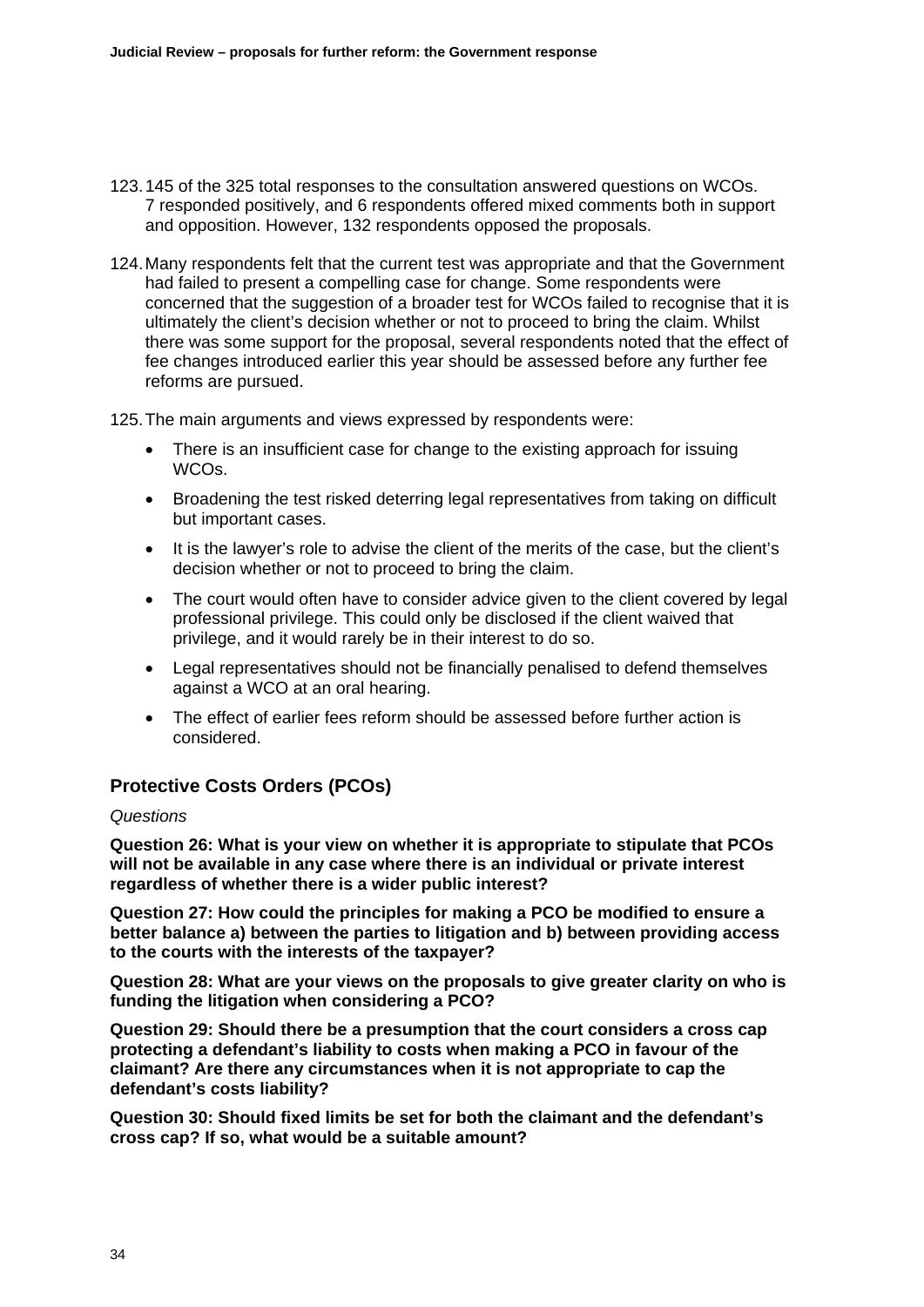123. 145 of the 325 total responses to the consultation answered questions on WCOs. 7 responded positively, and 6 respondents offered mixed comments both in support and opposition. However, 132 respondents opposed the proposals.

124. Many respondents felt that the current test was appropriate and that the Government had failed to present a compelling case for change. Some respondents were concerned that the suggestion of a broader test for WCOs failed to recognise that it is ultimately the client's decision whether or not to proceed to bring the claim. Whilst there was some support for the proposal, several respondents noted that the effect of fee changes introduced earlier this year should be assessed before any further fee reforms are pursued.

125. The main arguments and views expressed by respondents were:

- There is an insufficient case for change to the existing approach for issuing WCOs.
- Broadening the test risked deterring legal representatives from taking on difficult but important cases.
- It is the lawyer's role to advise the client of the merits of the case, but the client's decision whether or not to proceed to bring the claim.
- The court would often have to consider advice given to the client covered by legal professional privilege. This could only be disclosed if the client waived that privilege, and it would rarely be in their interest to do so.
- Legal representatives should not be financially penalised to defend themselves against a WCO at an oral hearing.
- The effect of earlier fees reform should be assessed before further action is considered.

## Protective Costs Orders (PCOs)

*Questions*

**Question 26: What is your view on whether it is appropriate to stipulate that PCOs will not be available in any case where there is an individual or private interest regardless of whether there is a wider public interest?**

**Question 27: How could the principles for making a PCO be modified to ensure a better balance a) between the parties to litigation and b) between providing access to the courts with the interests of the taxpayer?**

**Question 28: What are your views on the proposals to give greater clarity on who is funding the litigation when considering a PCO?**

**Question 29: Should there be a presumption that the court considers a cross cap protecting a defendant's liability to costs when making a PCO in favour of the claimant? Are there any circumstances when it is not appropriate to cap the defendant's costs liability?**

**Question 30: Should fixed limits be set for both the claimant and the defendant's cross cap? If so, what would be a suitable amount?**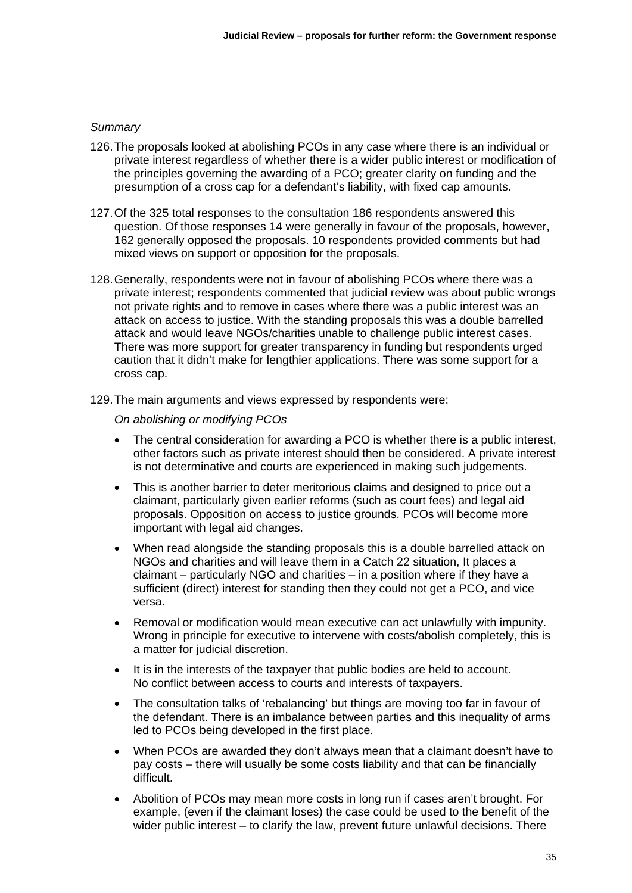*Summary*

126. The proposals looked at abolishing PCOs in any case where there is an individual or private interest regardless of whether there is a wider public interest or modification of the principles governing the awarding of a PCO; greater clarity on funding and the presumption of a cross cap for a defendant's liability, with fixed cap amounts.

127. Of the 325 total responses to the consultation 186 respondents answered this question. Of those responses 14 were generally in favour of the proposals, however, 162 generally opposed the proposals. 10 respondents provided comments but had mixed views on support or opposition for the proposals.

128. Generally, respondents were not in favour of abolishing PCOs where there was a private interest; respondents commented that judicial review was about public wrongs not private rights and to remove in cases where there was a public interest was an attack on access to justice. With the standing proposals this was a double barrelled attack and would leave NGOs/charities unable to challenge public interest cases. There was more support for greater transparency in funding but respondents urged caution that it didn't make for lengthier applications. There was some support for a cross cap.

129. The main arguments and views expressed by respondents were:

*On abolishing or modifying PCOs*

- The central consideration for awarding a PCO is whether there is a public interest, other factors such as private interest should then be considered. A private interest is not determinative and courts are experienced in making such judgements.
- This is another barrier to deter meritorious claims and designed to price out a claimant, particularly given earlier reforms (such as court fees) and legal aid proposals. Opposition on access to justice grounds. PCOs will become more important with legal aid changes.
- When read alongside the standing proposals this is a double barrelled attack on NGOs and charities and will leave them in a Catch 22 situation, It places a claimant – particularly NGO and charities – in a position where if they have a sufficient (direct) interest for standing then they could not get a PCO, and vice versa.
- Removal or modification would mean executive can act unlawfully with impunity. Wrong in principle for executive to intervene with costs/abolish completely, this is a matter for judicial discretion.
- It is in the interests of the taxpayer that public bodies are held to account. No conflict between access to courts and interests of taxpayers.
- The consultation talks of 'rebalancing' but things are moving too far in favour of the defendant. There is an imbalance between parties and this inequality of arms led to PCOs being developed in the first place.
- When PCOs are awarded they don't always mean that a claimant doesn't have to pay costs – there will usually be some costs liability and that can be financially difficult.
- Abolition of PCOs may mean more costs in long run if cases aren't brought. For example, (even if the claimant loses) the case could be used to the benefit of the wider public interest – to clarify the law, prevent future unlawful decisions. There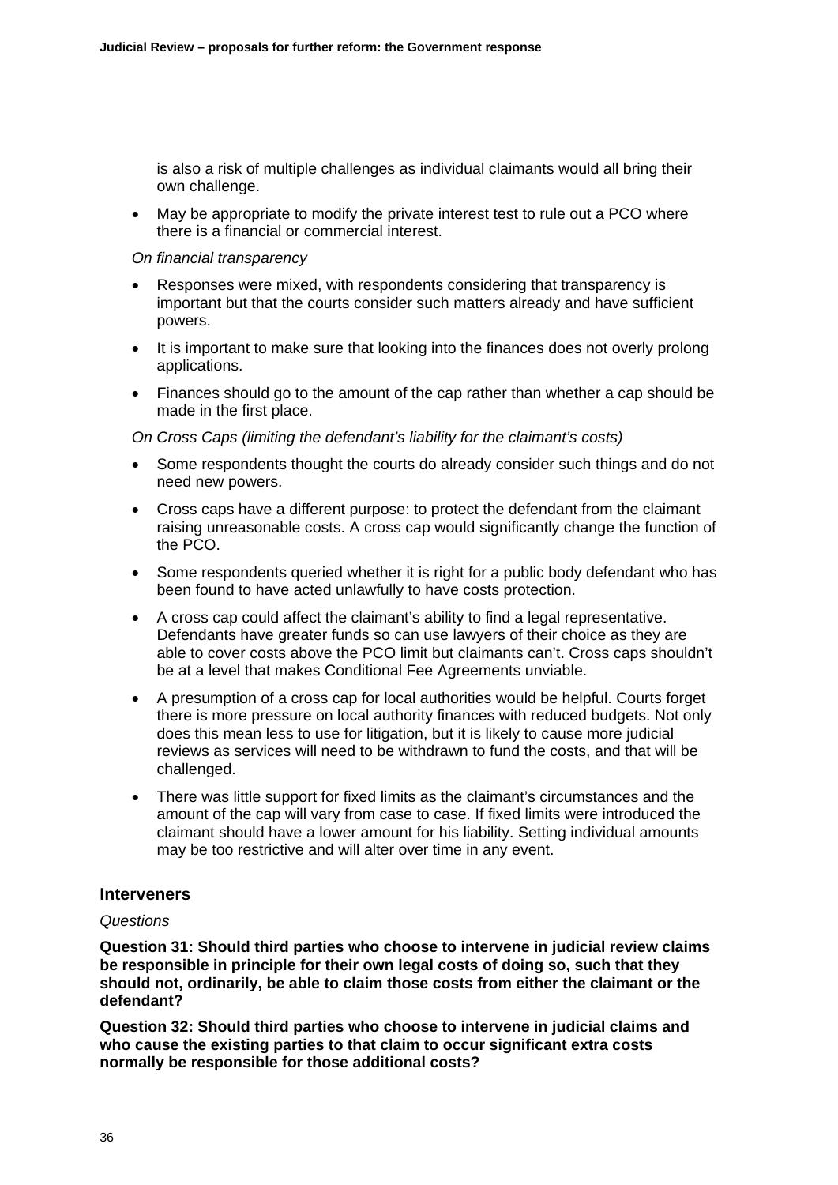is also a risk of multiple challenges as individual claimants would all bring their own challenge.

- May be appropriate to modify the private interest test to rule out a PCO where there is a financial or commercial interest.

*On financial transparency*

- Responses were mixed, with respondents considering that transparency is important but that the courts consider such matters already and have sufficient powers.
- It is important to make sure that looking into the finances does not overly prolong applications.
- Finances should go to the amount of the cap rather than whether a cap should be made in the first place.

*On Cross Caps (limiting the defendant's liability for the claimant's costs)*

- Some respondents thought the courts do already consider such things and do not need new powers.
- Cross caps have a different purpose: to protect the defendant from the claimant raising unreasonable costs. A cross cap would significantly change the function of the PCO.
- Some respondents queried whether it is right for a public body defendant who has been found to have acted unlawfully to have costs protection.
- A cross cap could affect the claimant's ability to find a legal representative. Defendants have greater funds so can use lawyers of their choice as they are able to cover costs above the PCO limit but claimants can't. Cross caps shouldn't be at a level that makes Conditional Fee Agreements unviable.
- A presumption of a cross cap for local authorities would be helpful. Courts forget there is more pressure on local authority finances with reduced budgets. Not only does this mean less to use for litigation, but it is likely to cause more judicial reviews as services will need to be withdrawn to fund the costs, and that will be challenged.
- There was little support for fixed limits as the claimant's circumstances and the amount of the cap will vary from case to case. If fixed limits were introduced the claimant should have a lower amount for his liability. Setting individual amounts may be too restrictive and will alter over time in any event.

## Interveners

*Questions*

**Question 31: Should third parties who choose to intervene in judicial review claims be responsible in principle for their own legal costs of doing so, such that they should not, ordinarily, be able to claim those costs from either the claimant or the defendant?**

**Question 32: Should third parties who choose to intervene in judicial claims and who cause the existing parties to that claim to occur significant extra costs normally be responsible for those additional costs?**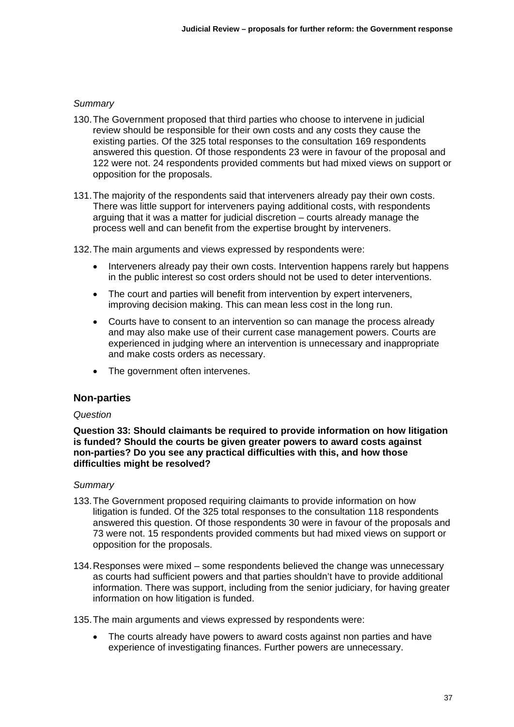*Summary*

130. The Government proposed that third parties who choose to intervene in judicial review should be responsible for their own costs and any costs they cause the existing parties. Of the 325 total responses to the consultation 169 respondents answered this question. Of those respondents 23 were in favour of the proposal and 122 were not. 24 respondents provided comments but had mixed views on support or opposition for the proposals.

131. The majority of the respondents said that interveners already pay their own costs. There was little support for interveners paying additional costs, with respondents arguing that it was a matter for judicial discretion – courts already manage the process well and can benefit from the expertise brought by interveners.

132. The main arguments and views expressed by respondents were:

- Interveners already pay their own costs. Intervention happens rarely but happens in the public interest so cost orders should not be used to deter interventions.
- The court and parties will benefit from intervention by expert interveners, improving decision making. This can mean less cost in the long run.
- Courts have to consent to an intervention so can manage the process already and may also make use of their current case management powers. Courts are experienced in judging where an intervention is unnecessary and inappropriate and make costs orders as necessary.
- The government often intervenes.

### Non-parties

*Question*

**Question 33: Should claimants be required to provide information on how litigation is funded? Should the courts be given greater powers to award costs against non-parties? Do you see any practical difficulties with this, and how those difficulties might be resolved?**

*Summary*

133. The Government proposed requiring claimants to provide information on how litigation is funded. Of the 325 total responses to the consultation 118 respondents answered this question. Of those respondents 30 were in favour of the proposals and 73 were not. 15 respondents provided comments but had mixed views on support or opposition for the proposals.

134. Responses were mixed – some respondents believed the change was unnecessary as courts had sufficient powers and that parties shouldn't have to provide additional information. There was support, including from the senior judiciary, for having greater information on how litigation is funded.

135. The main arguments and views expressed by respondents were:

- The courts already have powers to award costs against non parties and have experience of investigating finances. Further powers are unnecessary.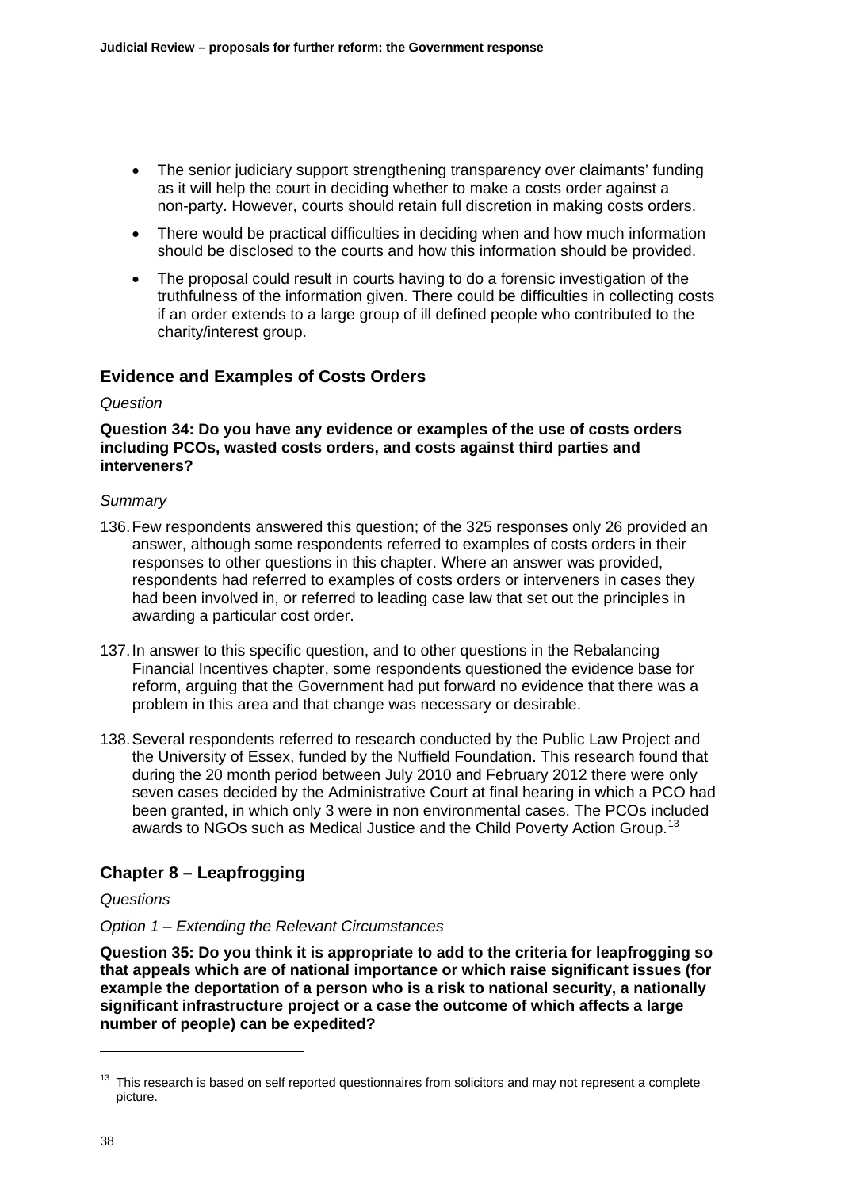- The senior judiciary support strengthening transparency over claimants' funding as it will help the court in deciding whether to make a costs order against a non-party. However, courts should retain full discretion in making costs orders.
- There would be practical difficulties in deciding when and how much information should be disclosed to the courts and how this information should be provided.
- The proposal could result in courts having to do a forensic investigation of the truthfulness of the information given. There could be difficulties in collecting costs if an order extends to a large group of ill defined people who contributed to the charity/interest group.

### Evidence and Examples of Costs Orders

*Question*

**Question 34: Do you have any evidence or examples of the use of costs orders including PCOs, wasted costs orders, and costs against third parties and interveners?**

*Summary*

136. Few respondents answered this question; of the 325 responses only 26 provided an answer, although some respondents referred to examples of costs orders in their responses to other questions in this chapter. Where an answer was provided, respondents had referred to examples of costs orders or interveners in cases they had been involved in, or referred to leading case law that set out the principles in awarding a particular cost order.

137. In answer to this specific question, and to other questions in the Rebalancing Financial Incentives chapter, some respondents questioned the evidence base for reform, arguing that the Government had put forward no evidence that there was a problem in this area and that change was necessary or desirable.

138. Several respondents referred to research conducted by the Public Law Project and the University of Essex, funded by the Nuffield Foundation. This research found that during the 20 month period between July 2010 and February 2012 there were only seven cases decided by the Administrative Court at final hearing in which a PCO had been granted, in which only 3 were in non environmental cases. The PCOs included awards to NGOs such as Medical Justice and the Child Poverty Action Group.[13]

## Chapter 8 – Leapfrogging

*Questions*

*Option 1 – Extending the Relevant Circumstances*

**Question 35: Do you think it is appropriate to add to the criteria for leapfrogging so that appeals which are of national importance or which raise significant issues (for example the deportation of a person who is a risk to national security, a nationally significant infrastructure project or a case the outcome of which affects a large number of people) can be expedited?**

---

[13] This research is based on self reported questionnaires from solicitors and may not represent a complete picture.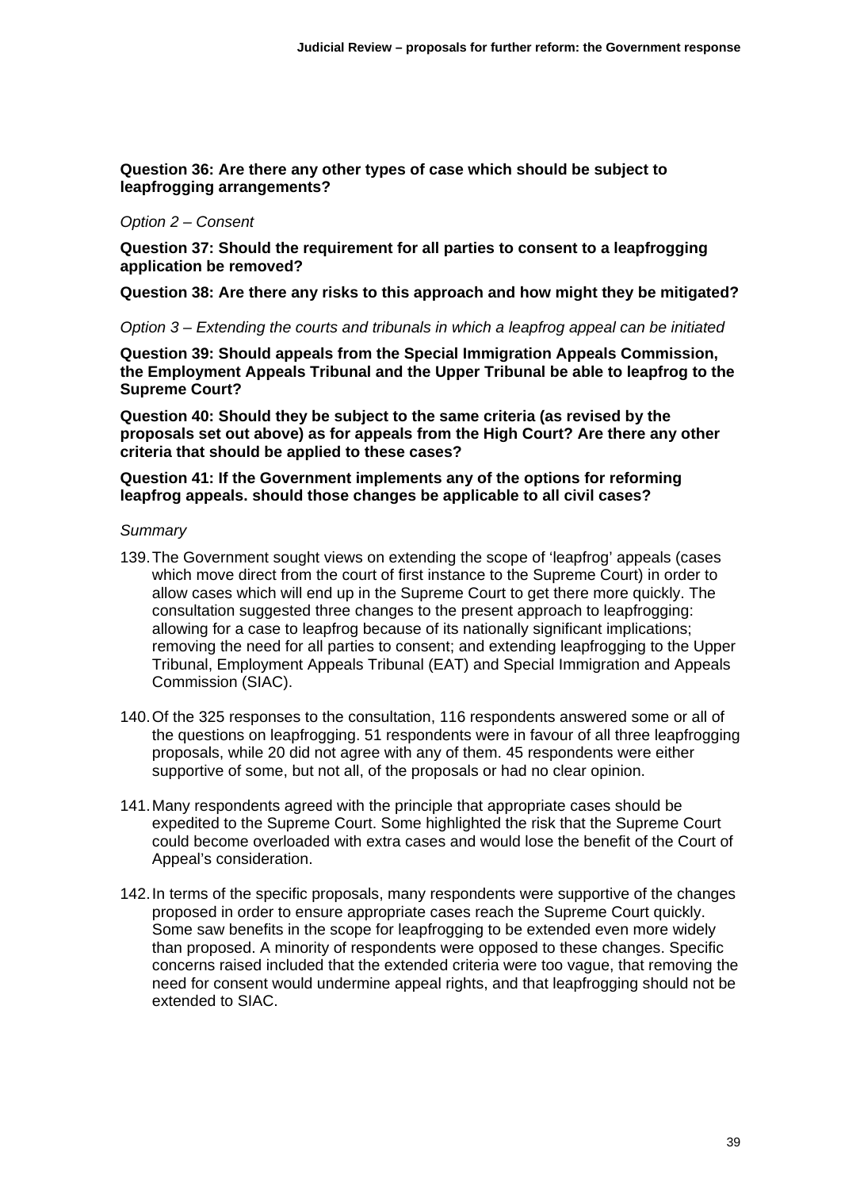**Question 36: Are there any other types of case which should be subject to leapfrogging arrangements?**

*Option 2 – Consent*

**Question 37: Should the requirement for all parties to consent to a leapfrogging application be removed?**

**Question 38: Are there any risks to this approach and how might they be mitigated?**

*Option 3 – Extending the courts and tribunals in which a leapfrog appeal can be initiated*

**Question 39: Should appeals from the Special Immigration Appeals Commission, the Employment Appeals Tribunal and the Upper Tribunal be able to leapfrog to the Supreme Court?**

**Question 40: Should they be subject to the same criteria (as revised by the proposals set out above) as for appeals from the High Court? Are there any other criteria that should be applied to these cases?**

**Question 41: If the Government implements any of the options for reforming leapfrog appeals. should those changes be applicable to all civil cases?**

*Summary*

139. The Government sought views on extending the scope of 'leapfrog' appeals (cases which move direct from the court of first instance to the Supreme Court) in order to allow cases which will end up in the Supreme Court to get there more quickly. The consultation suggested three changes to the present approach to leapfrogging: allowing for a case to leapfrog because of its nationally significant implications; removing the need for all parties to consent; and extending leapfrogging to the Upper Tribunal, Employment Appeals Tribunal (EAT) and Special Immigration and Appeals Commission (SIAC).

140. Of the 325 responses to the consultation, 116 respondents answered some or all of the questions on leapfrogging. 51 respondents were in favour of all three leapfrogging proposals, while 20 did not agree with any of them. 45 respondents were either supportive of some, but not all, of the proposals or had no clear opinion.

141. Many respondents agreed with the principle that appropriate cases should be expedited to the Supreme Court. Some highlighted the risk that the Supreme Court could become overloaded with extra cases and would lose the benefit of the Court of Appeal's consideration.

142. In terms of the specific proposals, many respondents were supportive of the changes proposed in order to ensure appropriate cases reach the Supreme Court quickly. Some saw benefits in the scope for leapfrogging to be extended even more widely than proposed. A minority of respondents were opposed to these changes. Specific concerns raised included that the extended criteria were too vague, that removing the need for consent would undermine appeal rights, and that leapfrogging should not be extended to SIAC.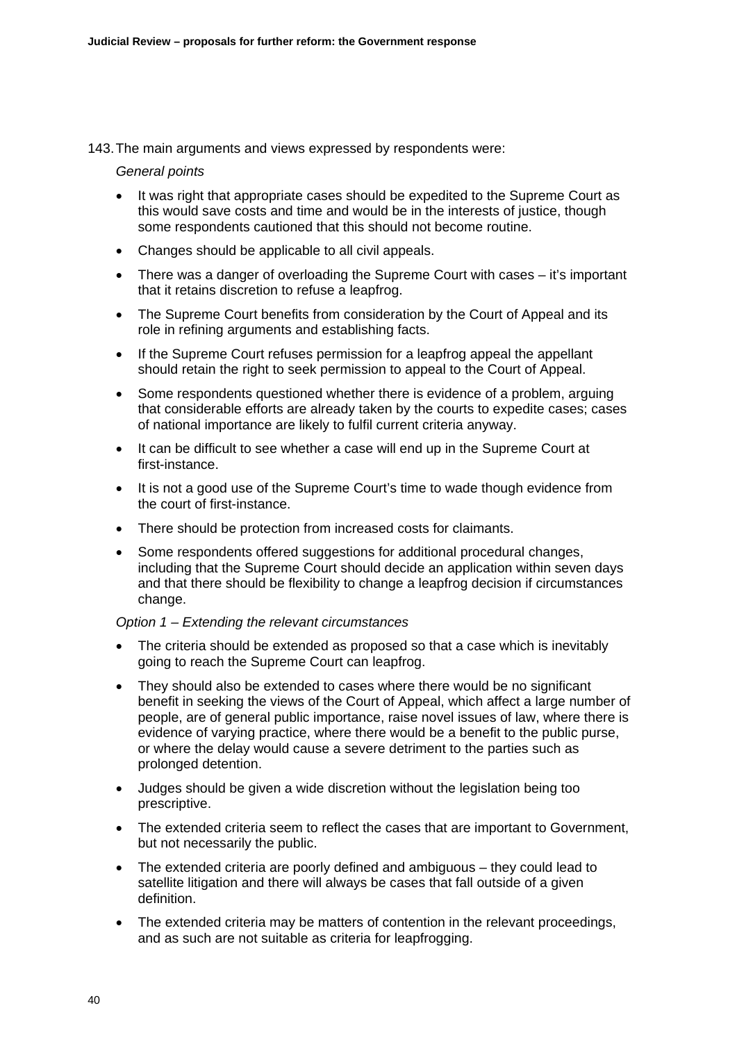143. The main arguments and views expressed by respondents were:

*General points*

- It was right that appropriate cases should be expedited to the Supreme Court as this would save costs and time and would be in the interests of justice, though some respondents cautioned that this should not become routine.
- Changes should be applicable to all civil appeals.
- There was a danger of overloading the Supreme Court with cases – it's important that it retains discretion to refuse a leapfrog.
- The Supreme Court benefits from consideration by the Court of Appeal and its role in refining arguments and establishing facts.
- If the Supreme Court refuses permission for a leapfrog appeal the appellant should retain the right to seek permission to appeal to the Court of Appeal.
- Some respondents questioned whether there is evidence of a problem, arguing that considerable efforts are already taken by the courts to expedite cases; cases of national importance are likely to fulfil current criteria anyway.
- It can be difficult to see whether a case will end up in the Supreme Court at first-instance.
- It is not a good use of the Supreme Court's time to wade though evidence from the court of first-instance.
- There should be protection from increased costs for claimants.
- Some respondents offered suggestions for additional procedural changes, including that the Supreme Court should decide an application within seven days and that there should be flexibility to change a leapfrog decision if circumstances change.

*Option 1 – Extending the relevant circumstances*

- The criteria should be extended as proposed so that a case which is inevitably going to reach the Supreme Court can leapfrog.
- They should also be extended to cases where there would be no significant benefit in seeking the views of the Court of Appeal, which affect a large number of people, are of general public importance, raise novel issues of law, where there is evidence of varying practice, where there would be a benefit to the public purse, or where the delay would cause a severe detriment to the parties such as prolonged detention.
- Judges should be given a wide discretion without the legislation being too prescriptive.
- The extended criteria seem to reflect the cases that are important to Government, but not necessarily the public.
- The extended criteria are poorly defined and ambiguous – they could lead to satellite litigation and there will always be cases that fall outside of a given definition.
- The extended criteria may be matters of contention in the relevant proceedings, and as such are not suitable as criteria for leapfrogging.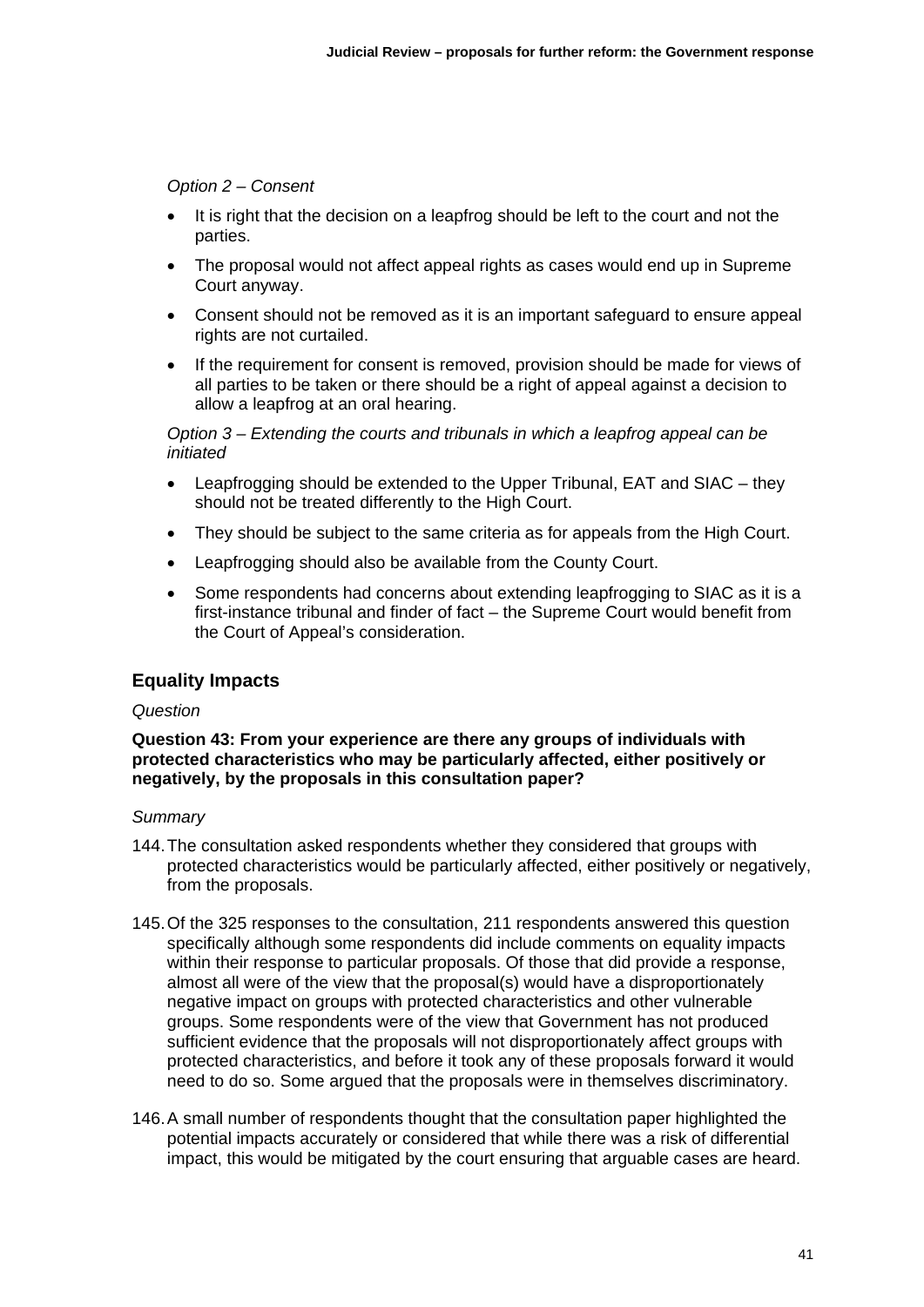*Option 2 – Consent*

- It is right that the decision on a leapfrog should be left to the court and not the parties.
- The proposal would not affect appeal rights as cases would end up in Supreme Court anyway.
- Consent should not be removed as it is an important safeguard to ensure appeal rights are not curtailed.
- If the requirement for consent is removed, provision should be made for views of all parties to be taken or there should be a right of appeal against a decision to allow a leapfrog at an oral hearing.

*Option 3 – Extending the courts and tribunals in which a leapfrog appeal can be initiated*

- Leapfrogging should be extended to the Upper Tribunal, EAT and SIAC – they should not be treated differently to the High Court.
- They should be subject to the same criteria as for appeals from the High Court.
- Leapfrogging should also be available from the County Court.
- Some respondents had concerns about extending leapfrogging to SIAC as it is a first-instance tribunal and finder of fact – the Supreme Court would benefit from the Court of Appeal's consideration.

## Equality Impacts

*Question*

**Question 43: From your experience are there any groups of individuals with protected characteristics who may be particularly affected, either positively or negatively, by the proposals in this consultation paper?**

*Summary*

144. The consultation asked respondents whether they considered that groups with protected characteristics would be particularly affected, either positively or negatively, from the proposals.

145. Of the 325 responses to the consultation, 211 respondents answered this question specifically although some respondents did include comments on equality impacts within their response to particular proposals. Of those that did provide a response, almost all were of the view that the proposal(s) would have a disproportionately negative impact on groups with protected characteristics and other vulnerable groups. Some respondents were of the view that Government has not produced sufficient evidence that the proposals will not disproportionately affect groups with protected characteristics, and before it took any of these proposals forward it would need to do so. Some argued that the proposals were in themselves discriminatory.

146. A small number of respondents thought that the consultation paper highlighted the potential impacts accurately or considered that while there was a risk of differential impact, this would be mitigated by the court ensuring that arguable cases are heard.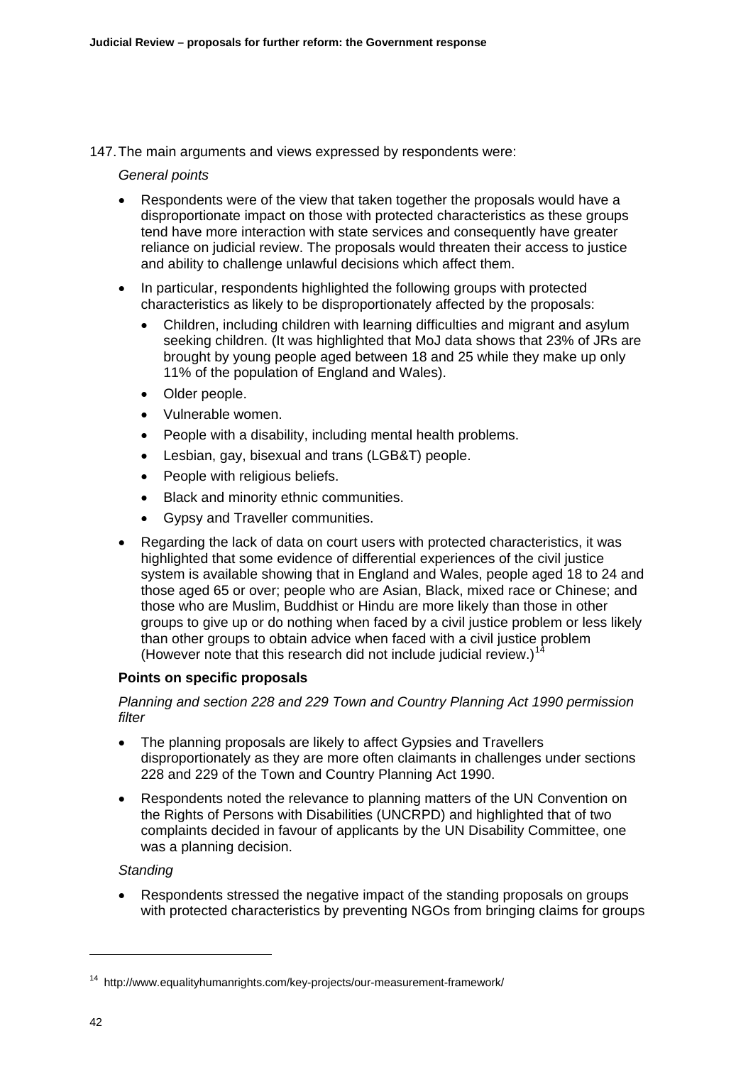147. The main arguments and views expressed by respondents were:

*General points*

- Respondents were of the view that taken together the proposals would have a disproportionate impact on those with protected characteristics as these groups tend have more interaction with state services and consequently have greater reliance on judicial review. The proposals would threaten their access to justice and ability to challenge unlawful decisions which affect them.
- In particular, respondents highlighted the following groups with protected characteristics as likely to be disproportionately affected by the proposals:
  - Children, including children with learning difficulties and migrant and asylum seeking children. (It was highlighted that MoJ data shows that 23% of JRs are brought by young people aged between 18 and 25 while they make up only 11% of the population of England and Wales).
  - Older people.
  - Vulnerable women.
  - People with a disability, including mental health problems.
  - Lesbian, gay, bisexual and trans (LGB&T) people.
  - People with religious beliefs.
  - Black and minority ethnic communities.
  - Gypsy and Traveller communities.
- Regarding the lack of data on court users with protected characteristics, it was highlighted that some evidence of differential experiences of the civil justice system is available showing that in England and Wales, people aged 18 to 24 and those aged 65 or over; people who are Asian, Black, mixed race or Chinese; and those who are Muslim, Buddhist or Hindu are more likely than those in other groups to give up or do nothing when faced by a civil justice problem or less likely than other groups to obtain advice when faced with a civil justice problem (However note that this research did not include judicial review.)[14]

**Points on specific proposals**

*Planning and section 228 and 229 Town and Country Planning Act 1990 permission filter*

- The planning proposals are likely to affect Gypsies and Travellers disproportionately as they are more often claimants in challenges under sections 228 and 229 of the Town and Country Planning Act 1990.
- Respondents noted the relevance to planning matters of the UN Convention on the Rights of Persons with Disabilities (UNCRPD) and highlighted that of two complaints decided in favour of applicants by the UN Disability Committee, one was a planning decision.

*Standing*

- Respondents stressed the negative impact of the standing proposals on groups with protected characteristics by preventing NGOs from bringing claims for groups

[14] http://www.equalityhumanrights.com/key-projects/our-measurement-framework/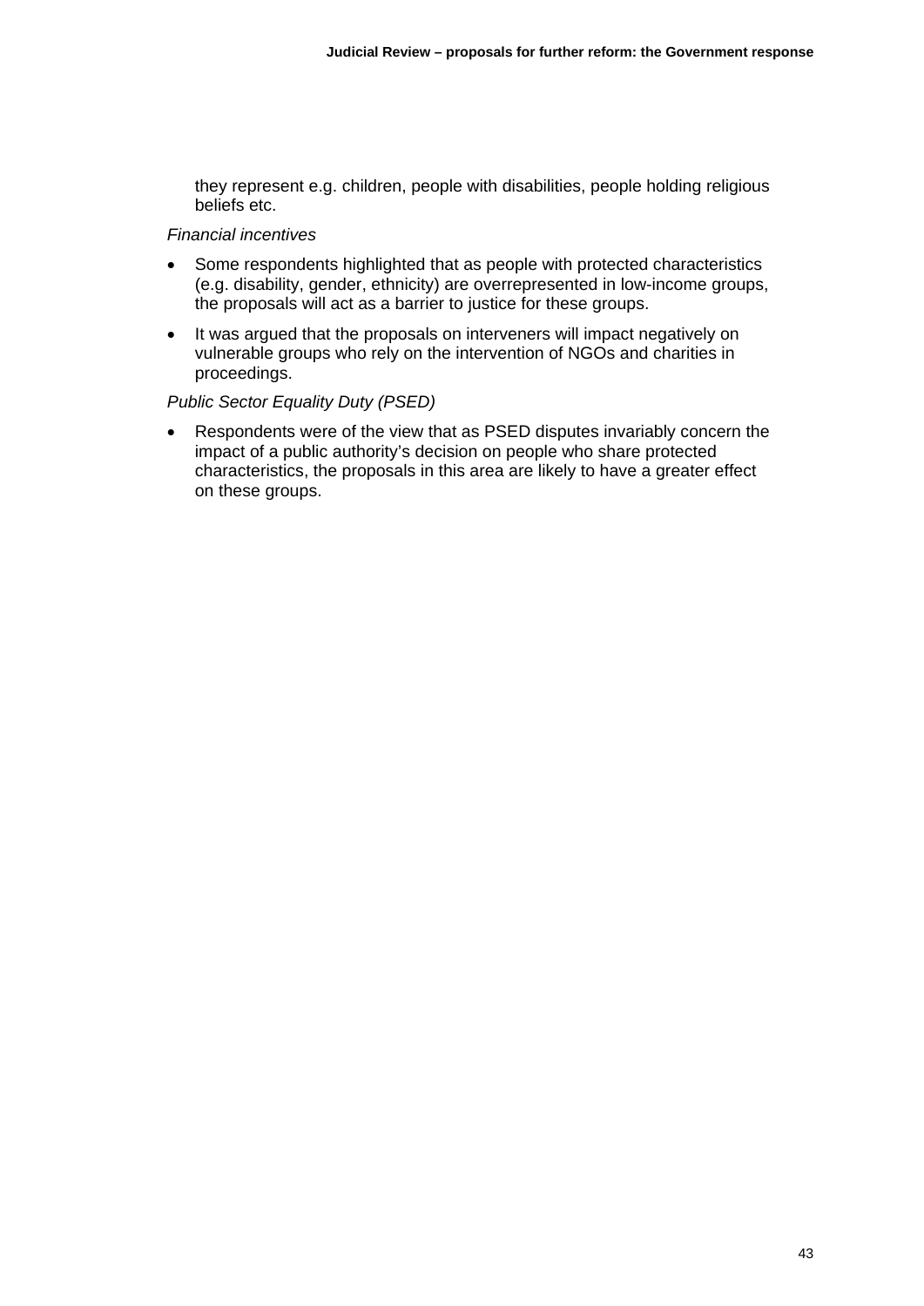they represent e.g. children, people with disabilities, people holding religious beliefs etc.

*Financial incentives*

- Some respondents highlighted that as people with protected characteristics (e.g. disability, gender, ethnicity) are overrepresented in low-income groups, the proposals will act as a barrier to justice for these groups.
- It was argued that the proposals on interveners will impact negatively on vulnerable groups who rely on the intervention of NGOs and charities in proceedings.

*Public Sector Equality Duty (PSED)*

- Respondents were of the view that as PSED disputes invariably concern the impact of a public authority's decision on people who share protected characteristics, the proposals in this area are likely to have a greater effect on these groups.